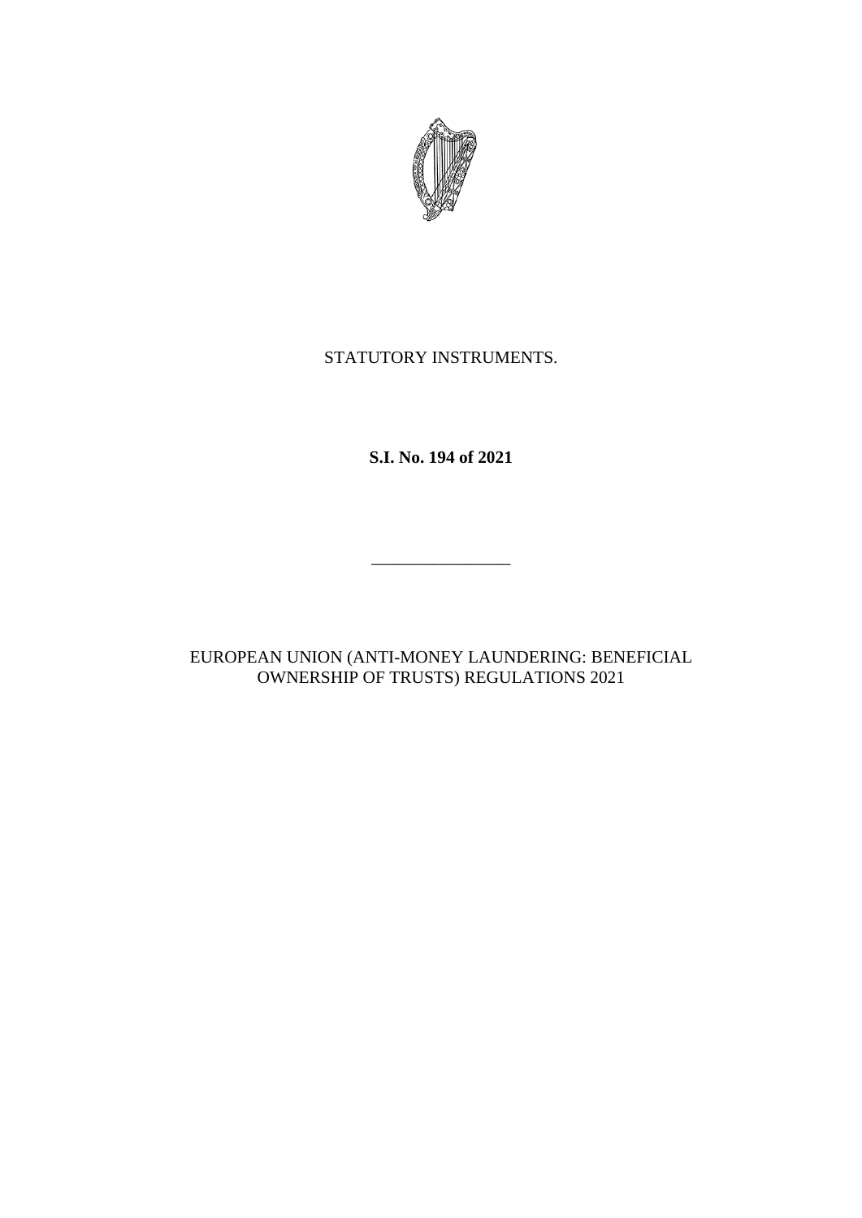STATUTORY INSTRUMENTS.

**S.I. No. 194 of 2021**

---

EUROPEAN UNION (ANTI-MONEY LAUNDERING: BENEFICIAL OWNERSHIP OF TRUSTS) REGULATIONS 2021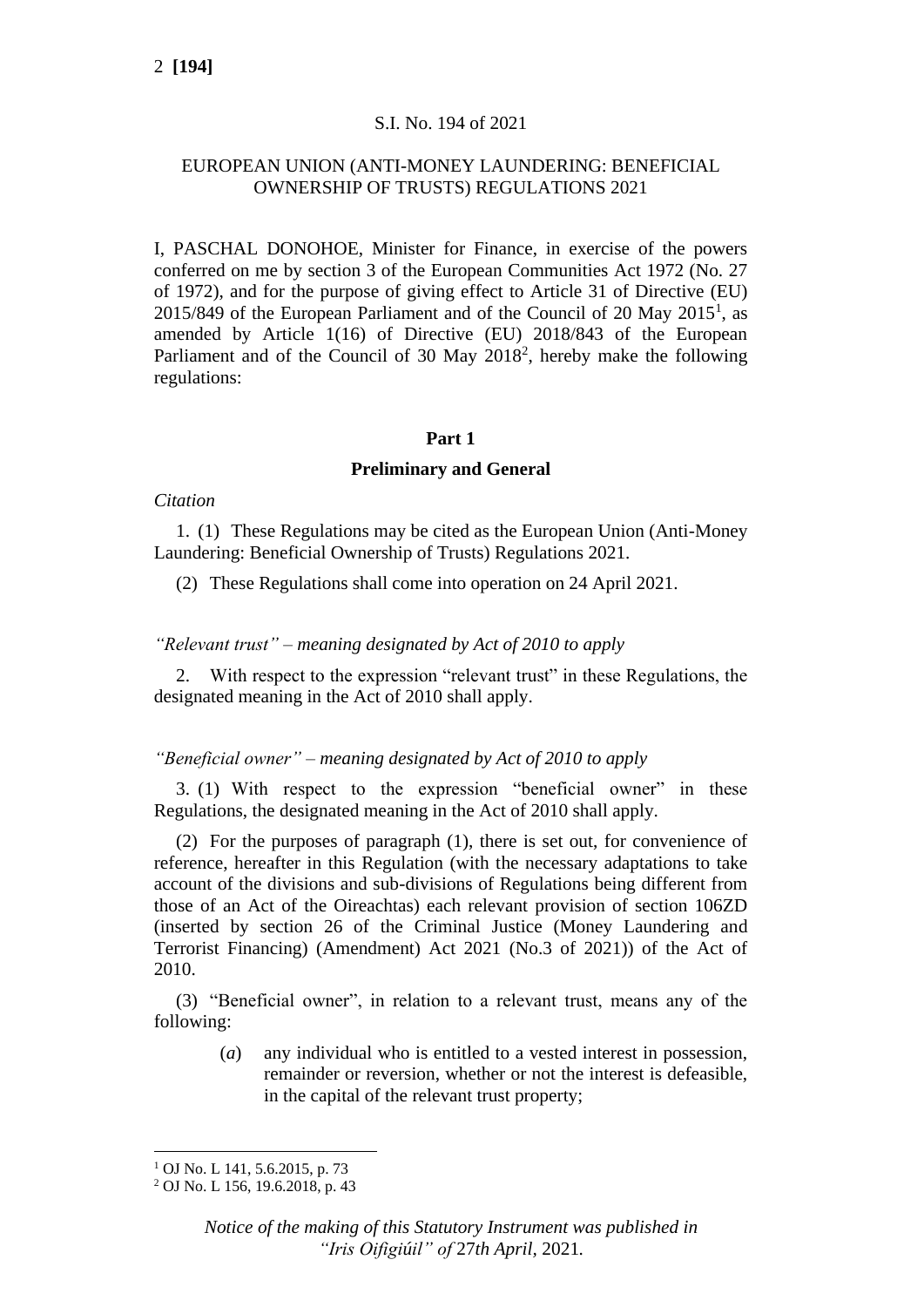S.I. No. 194 of 2021

EUROPEAN UNION (ANTI-MONEY LAUNDERING: BENEFICIAL OWNERSHIP OF TRUSTS) REGULATIONS 2021

I, PASCHAL DONOHOE, Minister for Finance, in exercise of the powers conferred on me by section 3 of the European Communities Act 1972 (No. 27 of 1972), and for the purpose of giving effect to Article 31 of Directive (EU) 2015/849 of the European Parliament and of the Council of 20 May 2015[1], as amended by Article 1(16) of Directive (EU) 2018/843 of the European Parliament and of the Council of 30 May 2018[2], hereby make the following regulations:

## Part 1

## Preliminary and General

*Citation*

1. (1) These Regulations may be cited as the European Union (Anti-Money Laundering: Beneficial Ownership of Trusts) Regulations 2021.

(2) These Regulations shall come into operation on 24 April 2021.

*"Relevant trust" – meaning designated by Act of 2010 to apply*

2. With respect to the expression "relevant trust" in these Regulations, the designated meaning in the Act of 2010 shall apply.

*"Beneficial owner" – meaning designated by Act of 2010 to apply*

3. (1) With respect to the expression "beneficial owner" in these Regulations, the designated meaning in the Act of 2010 shall apply.

(2) For the purposes of paragraph (1), there is set out, for convenience of reference, hereafter in this Regulation (with the necessary adaptations to take account of the divisions and sub-divisions of Regulations being different from those of an Act of the Oireachtas) each relevant provision of section 106ZD (inserted by section 26 of the Criminal Justice (Money Laundering and Terrorist Financing) (Amendment) Act 2021 (No.3 of 2021)) of the Act of 2010.

(3) "Beneficial owner", in relation to a relevant trust, means any of the following:

(*a*) any individual who is entitled to a vested interest in possession, remainder or reversion, whether or not the interest is defeasible, in the capital of the relevant trust property;

[1] OJ No. L 141, 5.6.2015, p. 73

[2] OJ No. L 156, 19.6.2018, p. 43

*Notice of the making of this Statutory Instrument was published in "Iris Oifigiúil" of 27th April, 2021.*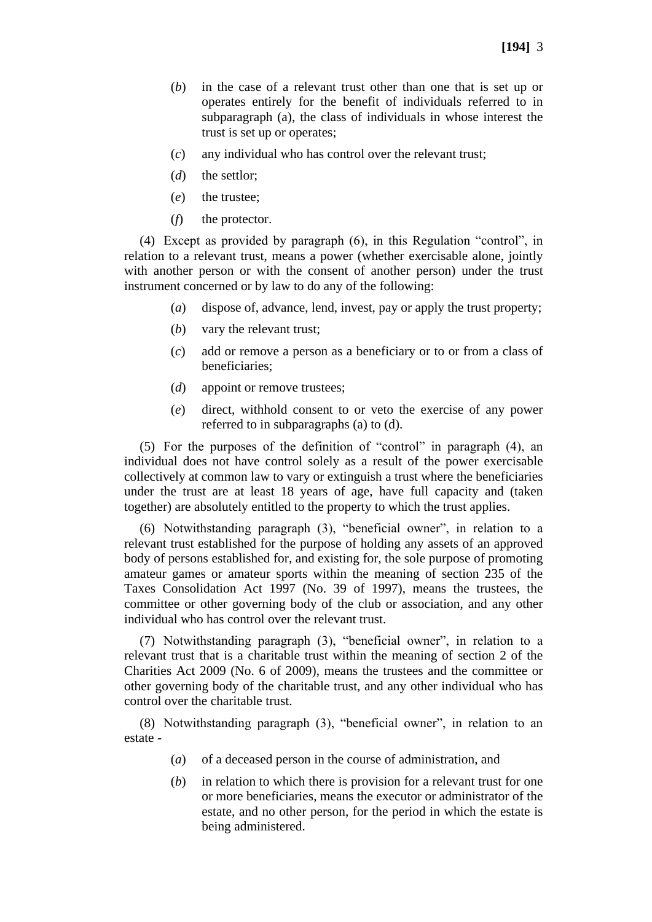(*b*) in the case of a relevant trust other than one that is set up or operates entirely for the benefit of individuals referred to in subparagraph (a), the class of individuals in whose interest the trust is set up or operates;

(*c*) any individual who has control over the relevant trust;

(*d*) the settlor;

(*e*) the trustee;

(*f*) the protector.

(4) Except as provided by paragraph (6), in this Regulation "control", in relation to a relevant trust, means a power (whether exercisable alone, jointly with another person or with the consent of another person) under the trust instrument concerned or by law to do any of the following:

(*a*) dispose of, advance, lend, invest, pay or apply the trust property;

(*b*) vary the relevant trust;

(*c*) add or remove a person as a beneficiary or to or from a class of beneficiaries;

(*d*) appoint or remove trustees;

(*e*) direct, withhold consent to or veto the exercise of any power referred to in subparagraphs (a) to (d).

(5) For the purposes of the definition of "control" in paragraph (4), an individual does not have control solely as a result of the power exercisable collectively at common law to vary or extinguish a trust where the beneficiaries under the trust are at least 18 years of age, have full capacity and (taken together) are absolutely entitled to the property to which the trust applies.

(6) Notwithstanding paragraph (3), "beneficial owner", in relation to a relevant trust established for the purpose of holding any assets of an approved body of persons established for, and existing for, the sole purpose of promoting amateur games or amateur sports within the meaning of section 235 of the Taxes Consolidation Act 1997 (No. 39 of 1997), means the trustees, the committee or other governing body of the club or association, and any other individual who has control over the relevant trust.

(7) Notwithstanding paragraph (3), "beneficial owner", in relation to a relevant trust that is a charitable trust within the meaning of section 2 of the Charities Act 2009 (No. 6 of 2009), means the trustees and the committee or other governing body of the charitable trust, and any other individual who has control over the charitable trust.

(8) Notwithstanding paragraph (3), "beneficial owner", in relation to an estate -

(*a*) of a deceased person in the course of administration, and

(*b*) in relation to which there is provision for a relevant trust for one or more beneficiaries, means the executor or administrator of the estate, and no other person, for the period in which the estate is being administered.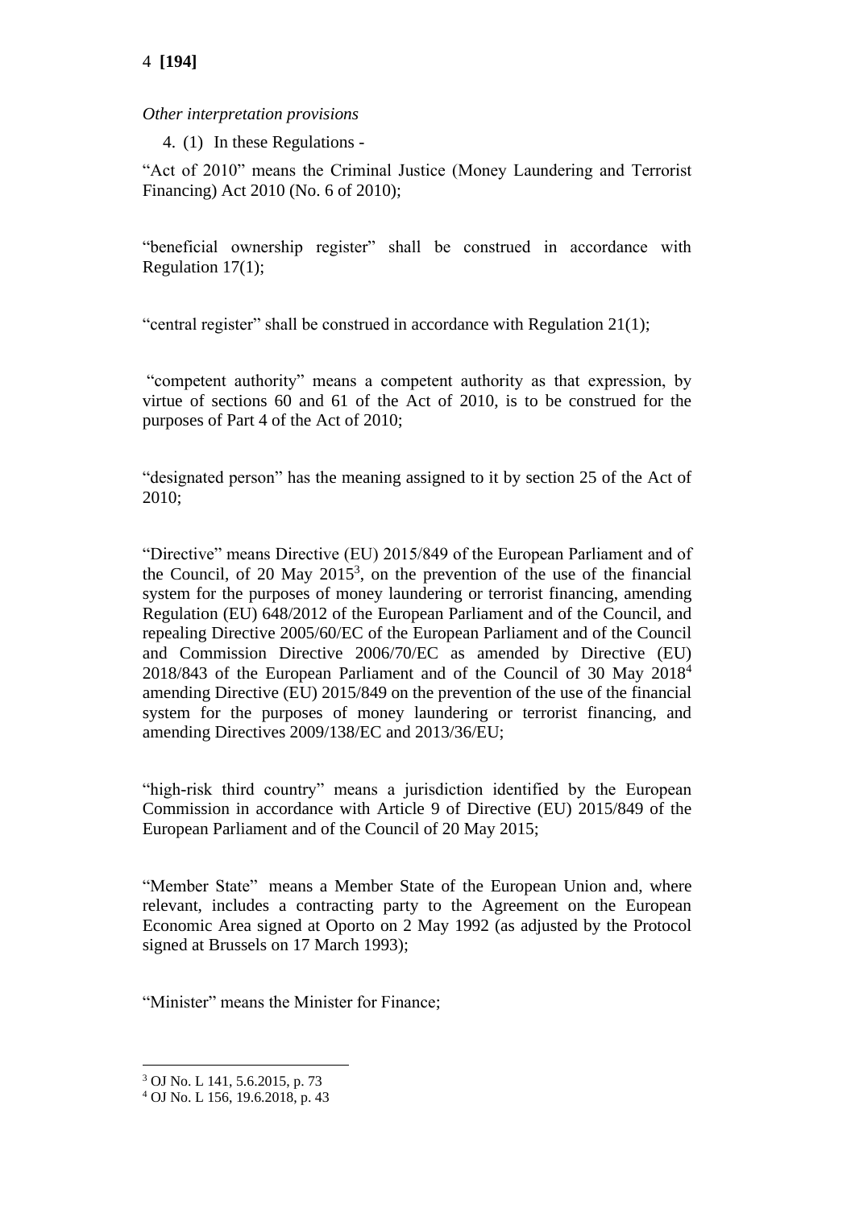*Other interpretation provisions*

4. (1) In these Regulations -

"Act of 2010" means the Criminal Justice (Money Laundering and Terrorist Financing) Act 2010 (No. 6 of 2010);

"beneficial ownership register" shall be construed in accordance with Regulation 17(1);

"central register" shall be construed in accordance with Regulation 21(1);

"competent authority" means a competent authority as that expression, by virtue of sections 60 and 61 of the Act of 2010, is to be construed for the purposes of Part 4 of the Act of 2010;

"designated person" has the meaning assigned to it by section 25 of the Act of 2010;

"Directive" means Directive (EU) 2015/849 of the European Parliament and of the Council, of 20 May 2015[3], on the prevention of the use of the financial system for the purposes of money laundering or terrorist financing, amending Regulation (EU) 648/2012 of the European Parliament and of the Council, and repealing Directive 2005/60/EC of the European Parliament and of the Council and Commission Directive 2006/70/EC as amended by Directive (EU) 2018/843 of the European Parliament and of the Council of 30 May 2018[4] amending Directive (EU) 2015/849 on the prevention of the use of the financial system for the purposes of money laundering or terrorist financing, and amending Directives 2009/138/EC and 2013/36/EU;

"high-risk third country" means a jurisdiction identified by the European Commission in accordance with Article 9 of Directive (EU) 2015/849 of the European Parliament and of the Council of 20 May 2015;

"Member State" means a Member State of the European Union and, where relevant, includes a contracting party to the Agreement on the European Economic Area signed at Oporto on 2 May 1992 (as adjusted by the Protocol signed at Brussels on 17 March 1993);

"Minister" means the Minister for Finance;

[3] OJ No. L 141, 5.6.2015, p. 73

[4] OJ No. L 156, 19.6.2018, p. 43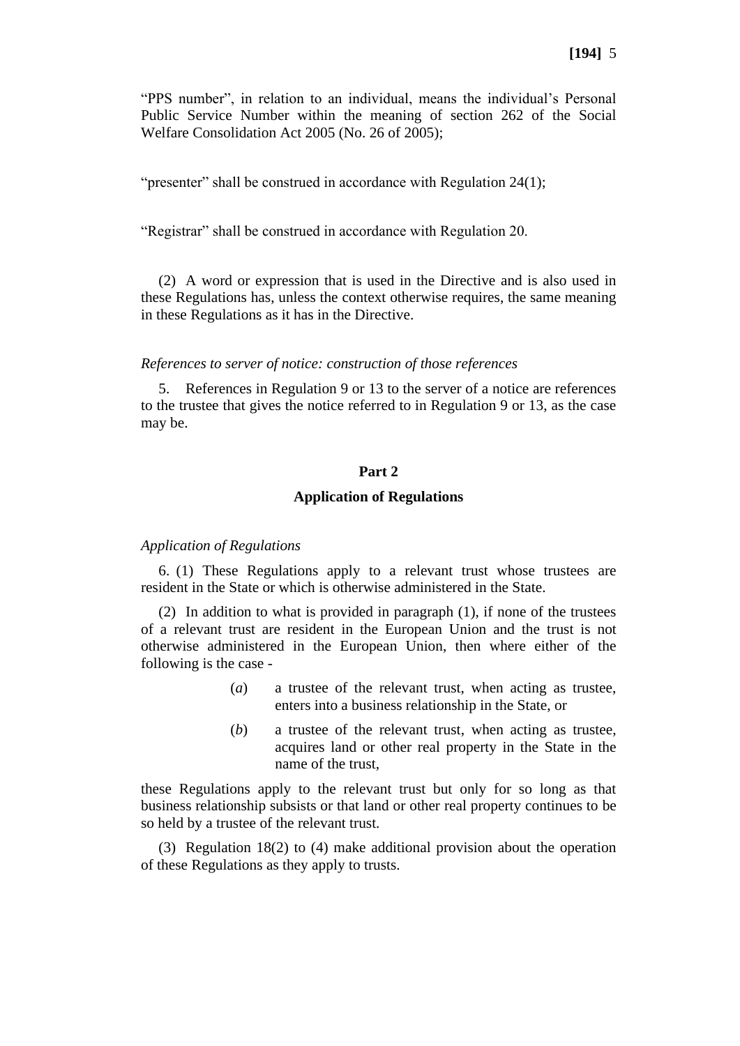"PPS number", in relation to an individual, means the individual's Personal Public Service Number within the meaning of section 262 of the Social Welfare Consolidation Act 2005 (No. 26 of 2005);

"presenter" shall be construed in accordance with Regulation 24(1);

"Registrar" shall be construed in accordance with Regulation 20.

(2) A word or expression that is used in the Directive and is also used in these Regulations has, unless the context otherwise requires, the same meaning in these Regulations as it has in the Directive.

*References to server of notice: construction of those references*

5. References in Regulation 9 or 13 to the server of a notice are references to the trustee that gives the notice referred to in Regulation 9 or 13, as the case may be.

## Part 2

## Application of Regulations

*Application of Regulations*

6. (1) These Regulations apply to a relevant trust whose trustees are resident in the State or which is otherwise administered in the State.

(2) In addition to what is provided in paragraph (1), if none of the trustees of a relevant trust are resident in the European Union and the trust is not otherwise administered in the European Union, then where either of the following is the case -

(*a*) a trustee of the relevant trust, when acting as trustee, enters into a business relationship in the State, or

(*b*) a trustee of the relevant trust, when acting as trustee, acquires land or other real property in the State in the name of the trust,

these Regulations apply to the relevant trust but only for so long as that business relationship subsists or that land or other real property continues to be so held by a trustee of the relevant trust.

(3) Regulation 18(2) to (4) make additional provision about the operation of these Regulations as they apply to trusts.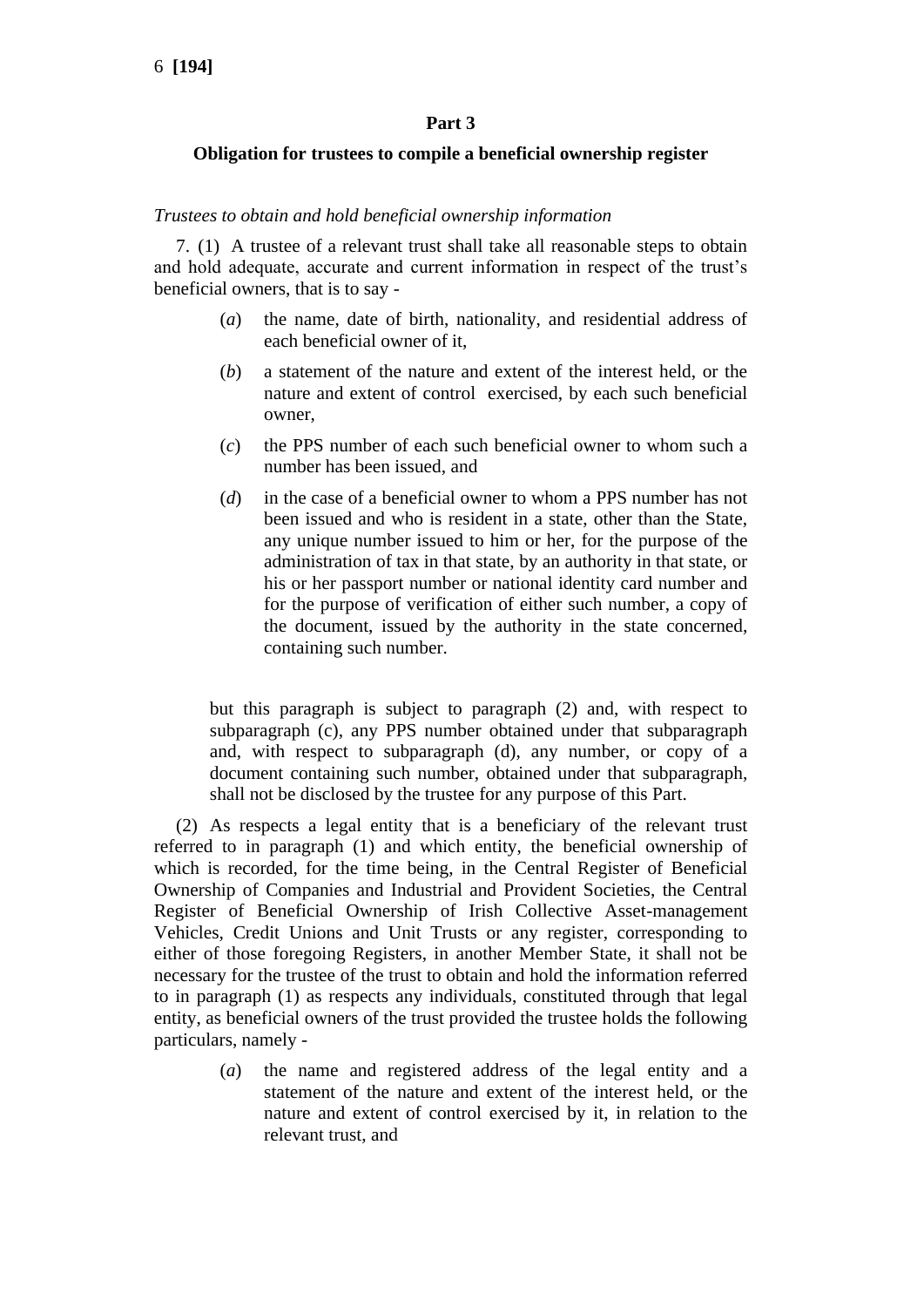## Part 3

### Obligation for trustees to compile a beneficial ownership register

*Trustees to obtain and hold beneficial ownership information*

7. (1) A trustee of a relevant trust shall take all reasonable steps to obtain and hold adequate, accurate and current information in respect of the trust's beneficial owners, that is to say -

(*a*) the name, date of birth, nationality, and residential address of each beneficial owner of it,

(*b*) a statement of the nature and extent of the interest held, or the nature and extent of control exercised, by each such beneficial owner,

(*c*) the PPS number of each such beneficial owner to whom such a number has been issued, and

(*d*) in the case of a beneficial owner to whom a PPS number has not been issued and who is resident in a state, other than the State, any unique number issued to him or her, for the purpose of the administration of tax in that state, by an authority in that state, or his or her passport number or national identity card number and for the purpose of verification of either such number, a copy of the document, issued by the authority in the state concerned, containing such number.

but this paragraph is subject to paragraph (2) and, with respect to subparagraph (c), any PPS number obtained under that subparagraph and, with respect to subparagraph (d), any number, or copy of a document containing such number, obtained under that subparagraph, shall not be disclosed by the trustee for any purpose of this Part.

(2) As respects a legal entity that is a beneficiary of the relevant trust referred to in paragraph (1) and which entity, the beneficial ownership of which is recorded, for the time being, in the Central Register of Beneficial Ownership of Companies and Industrial and Provident Societies, the Central Register of Beneficial Ownership of Irish Collective Asset-management Vehicles, Credit Unions and Unit Trusts or any register, corresponding to either of those foregoing Registers, in another Member State, it shall not be necessary for the trustee of the trust to obtain and hold the information referred to in paragraph (1) as respects any individuals, constituted through that legal entity, as beneficial owners of the trust provided the trustee holds the following particulars, namely -

(*a*) the name and registered address of the legal entity and a statement of the nature and extent of the interest held, or the nature and extent of control exercised by it, in relation to the relevant trust, and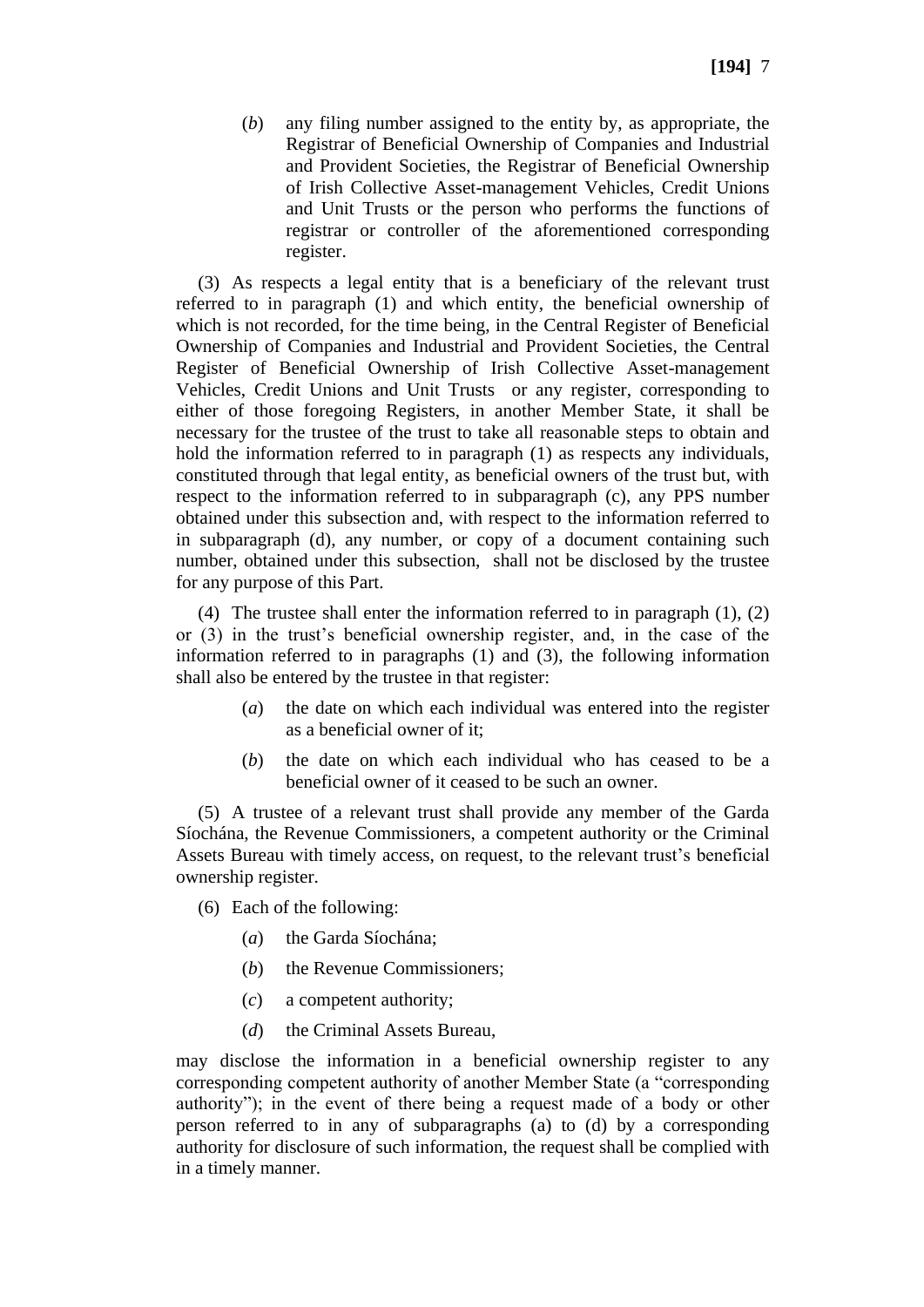(*b*) any filing number assigned to the entity by, as appropriate, the Registrar of Beneficial Ownership of Companies and Industrial and Provident Societies, the Registrar of Beneficial Ownership of Irish Collective Asset-management Vehicles, Credit Unions and Unit Trusts or the person who performs the functions of registrar or controller of the aforementioned corresponding register.

(3) As respects a legal entity that is a beneficiary of the relevant trust referred to in paragraph (1) and which entity, the beneficial ownership of which is not recorded, for the time being, in the Central Register of Beneficial Ownership of Companies and Industrial and Provident Societies, the Central Register of Beneficial Ownership of Irish Collective Asset-management Vehicles, Credit Unions and Unit Trusts or any register, corresponding to either of those foregoing Registers, in another Member State, it shall be necessary for the trustee of the trust to take all reasonable steps to obtain and hold the information referred to in paragraph (1) as respects any individuals, constituted through that legal entity, as beneficial owners of the trust but, with respect to the information referred to in subparagraph (c), any PPS number obtained under this subsection and, with respect to the information referred to in subparagraph (d), any number, or copy of a document containing such number, obtained under this subsection, shall not be disclosed by the trustee for any purpose of this Part.

(4) The trustee shall enter the information referred to in paragraph (1), (2) or (3) in the trust's beneficial ownership register, and, in the case of the information referred to in paragraphs (1) and (3), the following information shall also be entered by the trustee in that register:

(*a*) the date on which each individual was entered into the register as a beneficial owner of it;

(*b*) the date on which each individual who has ceased to be a beneficial owner of it ceased to be such an owner.

(5) A trustee of a relevant trust shall provide any member of the Garda Síochána, the Revenue Commissioners, a competent authority or the Criminal Assets Bureau with timely access, on request, to the relevant trust's beneficial ownership register.

(6) Each of the following:

(*a*) the Garda Síochána;

(*b*) the Revenue Commissioners;

(*c*) a competent authority;

(*d*) the Criminal Assets Bureau,

may disclose the information in a beneficial ownership register to any corresponding competent authority of another Member State (a "corresponding authority"); in the event of there being a request made of a body or other person referred to in any of subparagraphs (a) to (d) by a corresponding authority for disclosure of such information, the request shall be complied with in a timely manner.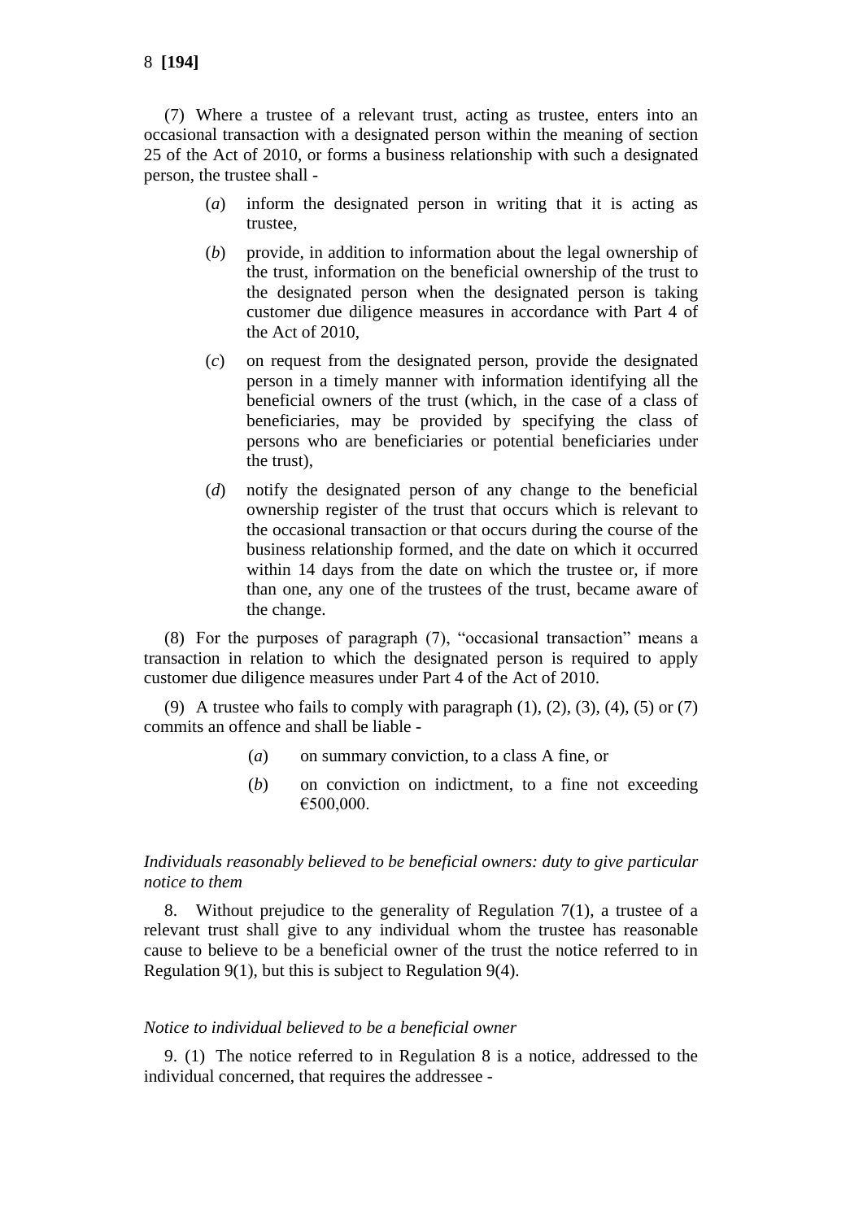(7) Where a trustee of a relevant trust, acting as trustee, enters into an occasional transaction with a designated person within the meaning of section 25 of the Act of 2010, or forms a business relationship with such a designated person, the trustee shall -

(*a*) inform the designated person in writing that it is acting as trustee,

(*b*) provide, in addition to information about the legal ownership of the trust, information on the beneficial ownership of the trust to the designated person when the designated person is taking customer due diligence measures in accordance with Part 4 of the Act of 2010,

(*c*) on request from the designated person, provide the designated person in a timely manner with information identifying all the beneficial owners of the trust (which, in the case of a class of beneficiaries, may be provided by specifying the class of persons who are beneficiaries or potential beneficiaries under the trust),

(*d*) notify the designated person of any change to the beneficial ownership register of the trust that occurs which is relevant to the occasional transaction or that occurs during the course of the business relationship formed, and the date on which it occurred within 14 days from the date on which the trustee or, if more than one, any one of the trustees of the trust, became aware of the change.

(8) For the purposes of paragraph (7), "occasional transaction" means a transaction in relation to which the designated person is required to apply customer due diligence measures under Part 4 of the Act of 2010.

(9) A trustee who fails to comply with paragraph (1), (2), (3), (4), (5) or (7) commits an offence and shall be liable -

(*a*) on summary conviction, to a class A fine, or

(*b*) on conviction on indictment, to a fine not exceeding €500,000.

*Individuals reasonably believed to be beneficial owners: duty to give particular notice to them*

8. Without prejudice to the generality of Regulation 7(1), a trustee of a relevant trust shall give to any individual whom the trustee has reasonable cause to believe to be a beneficial owner of the trust the notice referred to in Regulation 9(1), but this is subject to Regulation 9(4).

*Notice to individual believed to be a beneficial owner*

9. (1) The notice referred to in Regulation 8 is a notice, addressed to the individual concerned, that requires the addressee -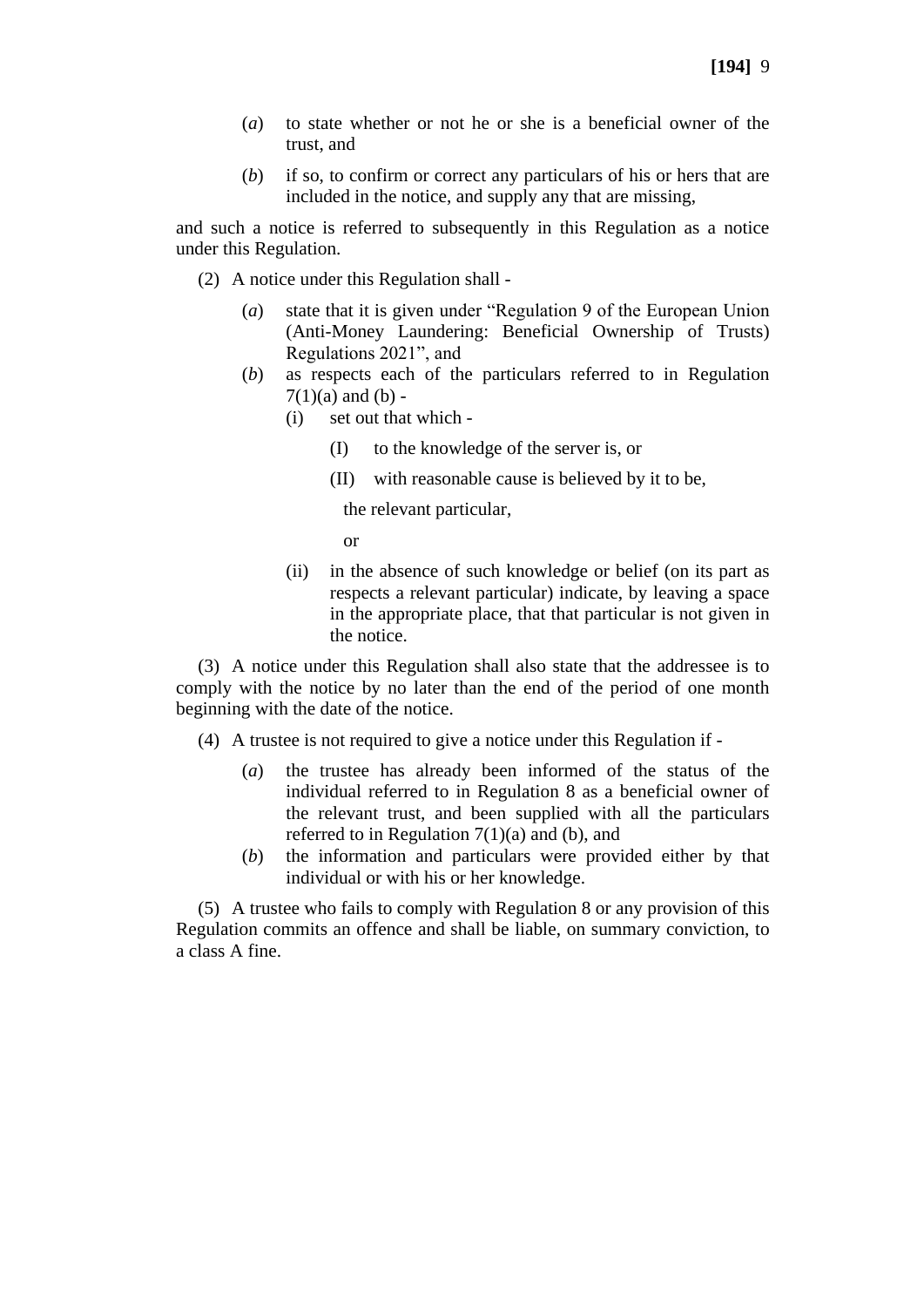(*a*) to state whether or not he or she is a beneficial owner of the trust, and

(*b*) if so, to confirm or correct any particulars of his or hers that are included in the notice, and supply any that are missing,

and such a notice is referred to subsequently in this Regulation as a notice under this Regulation.

(2) A notice under this Regulation shall -

(*a*) state that it is given under "Regulation 9 of the European Union (Anti-Money Laundering: Beneficial Ownership of Trusts) Regulations 2021", and

(*b*) as respects each of the particulars referred to in Regulation 7(1)(a) and (b) -

(i) set out that which -

(I) to the knowledge of the server is, or

(II) with reasonable cause is believed by it to be,

the relevant particular,

or

(ii) in the absence of such knowledge or belief (on its part as respects a relevant particular) indicate, by leaving a space in the appropriate place, that that particular is not given in the notice.

(3) A notice under this Regulation shall also state that the addressee is to comply with the notice by no later than the end of the period of one month beginning with the date of the notice.

(4) A trustee is not required to give a notice under this Regulation if -

(*a*) the trustee has already been informed of the status of the individual referred to in Regulation 8 as a beneficial owner of the relevant trust, and been supplied with all the particulars referred to in Regulation 7(1)(a) and (b), and

(*b*) the information and particulars were provided either by that individual or with his or her knowledge.

(5) A trustee who fails to comply with Regulation 8 or any provision of this Regulation commits an offence and shall be liable, on summary conviction, to a class A fine.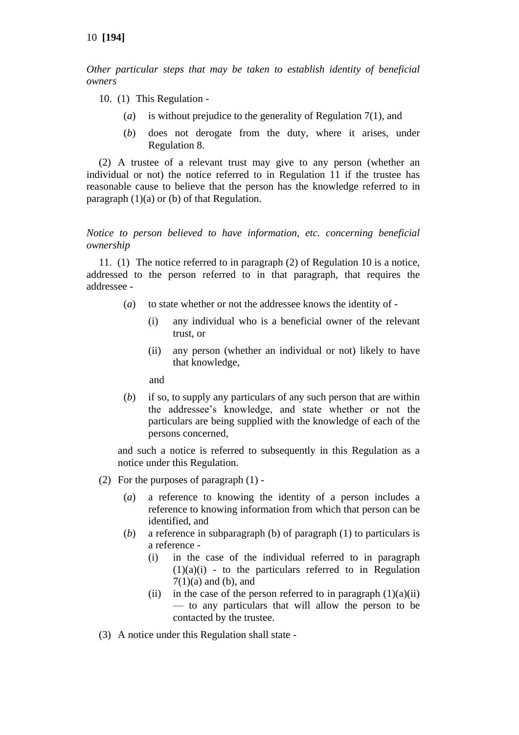*Other particular steps that may be taken to establish identity of beneficial owners*

10. (1) This Regulation -

(*a*) is without prejudice to the generality of Regulation 7(1), and

(*b*) does not derogate from the duty, where it arises, under Regulation 8.

(2) A trustee of a relevant trust may give to any person (whether an individual or not) the notice referred to in Regulation 11 if the trustee has reasonable cause to believe that the person has the knowledge referred to in paragraph (1)(a) or (b) of that Regulation.

*Notice to person believed to have information, etc. concerning beneficial ownership*

11. (1) The notice referred to in paragraph (2) of Regulation 10 is a notice, addressed to the person referred to in that paragraph, that requires the addressee -

(*a*) to state whether or not the addressee knows the identity of -

(i) any individual who is a beneficial owner of the relevant trust, or

(ii) any person (whether an individual or not) likely to have that knowledge,

and

(*b*) if so, to supply any particulars of any such person that are within the addressee's knowledge, and state whether or not the particulars are being supplied with the knowledge of each of the persons concerned,

and such a notice is referred to subsequently in this Regulation as a notice under this Regulation.

(2) For the purposes of paragraph (1) -

(*a*) a reference to knowing the identity of a person includes a reference to knowing information from which that person can be identified, and

(*b*) a reference in subparagraph (b) of paragraph (1) to particulars is a reference -

(i) in the case of the individual referred to in paragraph (1)(a)(i) - to the particulars referred to in Regulation 7(1)(a) and (b), and

(ii) in the case of the person referred to in paragraph (1)(a)(ii) — to any particulars that will allow the person to be contacted by the trustee.

(3) A notice under this Regulation shall state -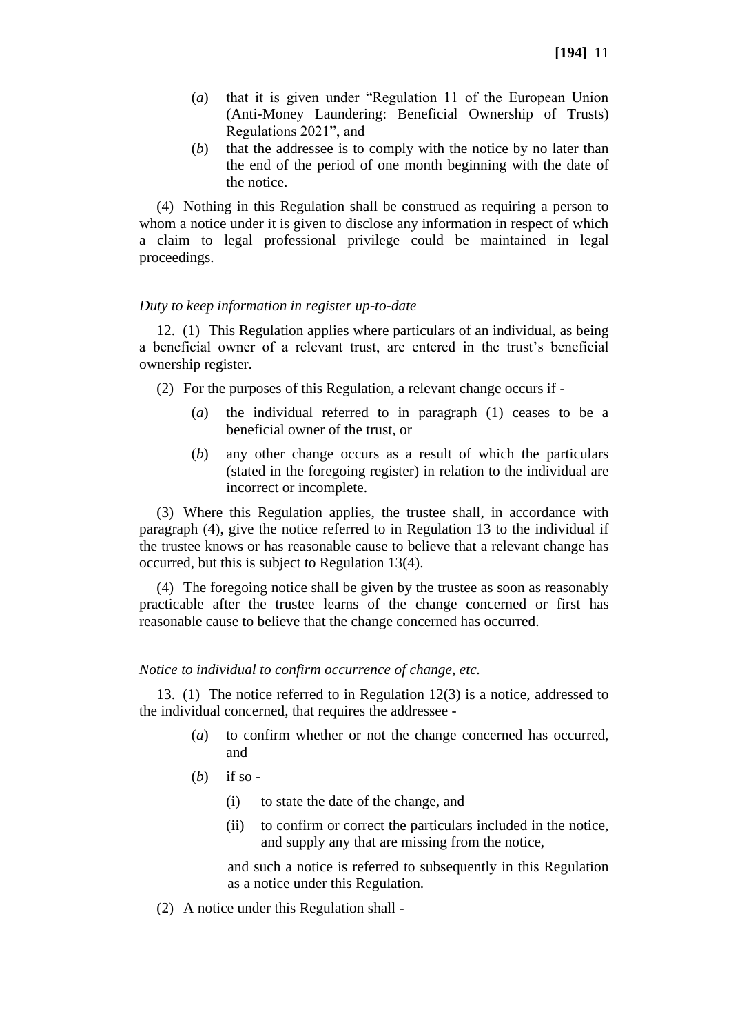(*a*) that it is given under "Regulation 11 of the European Union (Anti-Money Laundering: Beneficial Ownership of Trusts) Regulations 2021", and

(*b*) that the addressee is to comply with the notice by no later than the end of the period of one month beginning with the date of the notice.

(4) Nothing in this Regulation shall be construed as requiring a person to whom a notice under it is given to disclose any information in respect of which a claim to legal professional privilege could be maintained in legal proceedings.

*Duty to keep information in register up-to-date*

12. (1) This Regulation applies where particulars of an individual, as being a beneficial owner of a relevant trust, are entered in the trust's beneficial ownership register.

(2) For the purposes of this Regulation, a relevant change occurs if -

(*a*) the individual referred to in paragraph (1) ceases to be a beneficial owner of the trust, or

(*b*) any other change occurs as a result of which the particulars (stated in the foregoing register) in relation to the individual are incorrect or incomplete.

(3) Where this Regulation applies, the trustee shall, in accordance with paragraph (4), give the notice referred to in Regulation 13 to the individual if the trustee knows or has reasonable cause to believe that a relevant change has occurred, but this is subject to Regulation 13(4).

(4) The foregoing notice shall be given by the trustee as soon as reasonably practicable after the trustee learns of the change concerned or first has reasonable cause to believe that the change concerned has occurred.

*Notice to individual to confirm occurrence of change, etc.*

13. (1) The notice referred to in Regulation 12(3) is a notice, addressed to the individual concerned, that requires the addressee -

(*a*) to confirm whether or not the change concerned has occurred, and

(*b*) if so -

(i) to state the date of the change, and

(ii) to confirm or correct the particulars included in the notice, and supply any that are missing from the notice,

and such a notice is referred to subsequently in this Regulation as a notice under this Regulation.

(2) A notice under this Regulation shall -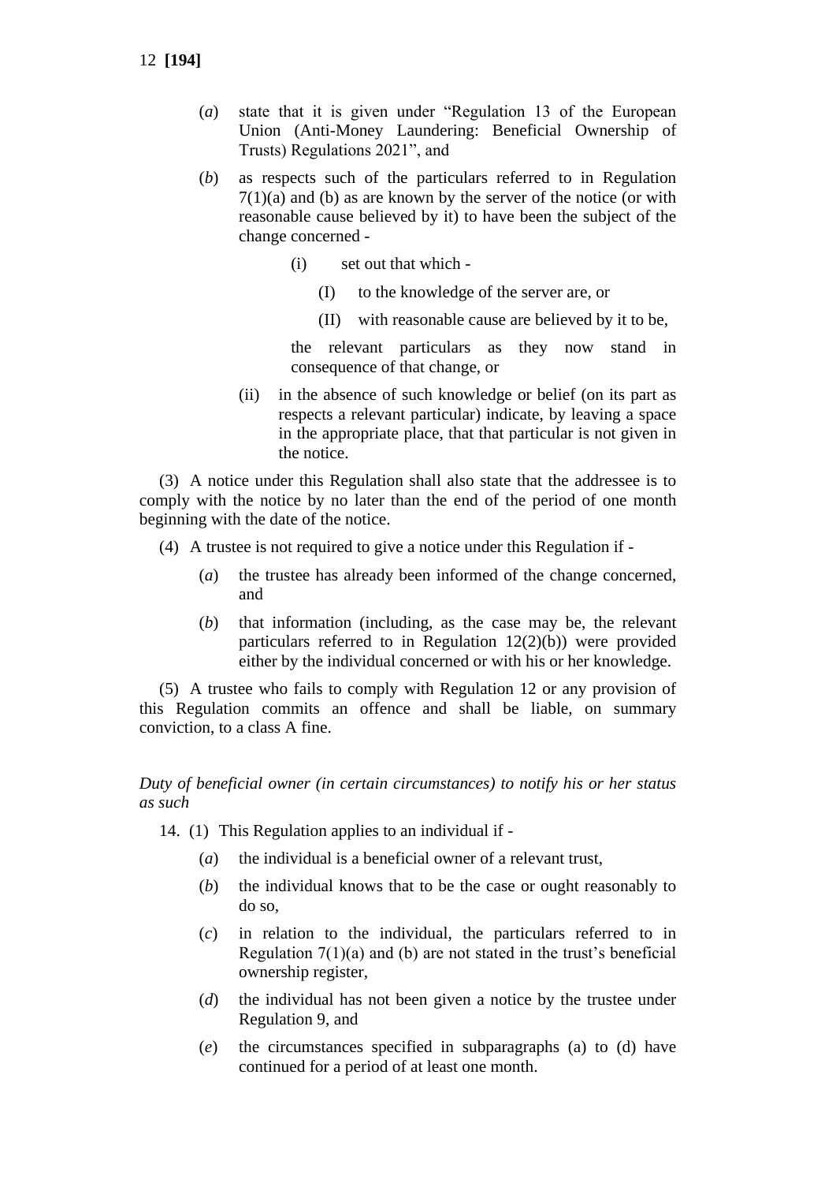(*a*) state that it is given under "Regulation 13 of the European Union (Anti-Money Laundering: Beneficial Ownership of Trusts) Regulations 2021", and

(*b*) as respects such of the particulars referred to in Regulation 7(1)(a) and (b) as are known by the server of the notice (or with reasonable cause believed by it) to have been the subject of the change concerned -

(i) set out that which -

(I) to the knowledge of the server are, or

(II) with reasonable cause are believed by it to be,

the relevant particulars as they now stand in consequence of that change, or

(ii) in the absence of such knowledge or belief (on its part as respects a relevant particular) indicate, by leaving a space in the appropriate place, that that particular is not given in the notice.

(3) A notice under this Regulation shall also state that the addressee is to comply with the notice by no later than the end of the period of one month beginning with the date of the notice.

(4) A trustee is not required to give a notice under this Regulation if -

(*a*) the trustee has already been informed of the change concerned, and

(*b*) that information (including, as the case may be, the relevant particulars referred to in Regulation 12(2)(b)) were provided either by the individual concerned or with his or her knowledge.

(5) A trustee who fails to comply with Regulation 12 or any provision of this Regulation commits an offence and shall be liable, on summary conviction, to a class A fine.

*Duty of beneficial owner (in certain circumstances) to notify his or her status as such*

14. (1) This Regulation applies to an individual if -

(*a*) the individual is a beneficial owner of a relevant trust,

(*b*) the individual knows that to be the case or ought reasonably to do so,

(*c*) in relation to the individual, the particulars referred to in Regulation 7(1)(a) and (b) are not stated in the trust's beneficial ownership register,

(*d*) the individual has not been given a notice by the trustee under Regulation 9, and

(*e*) the circumstances specified in subparagraphs (a) to (d) have continued for a period of at least one month.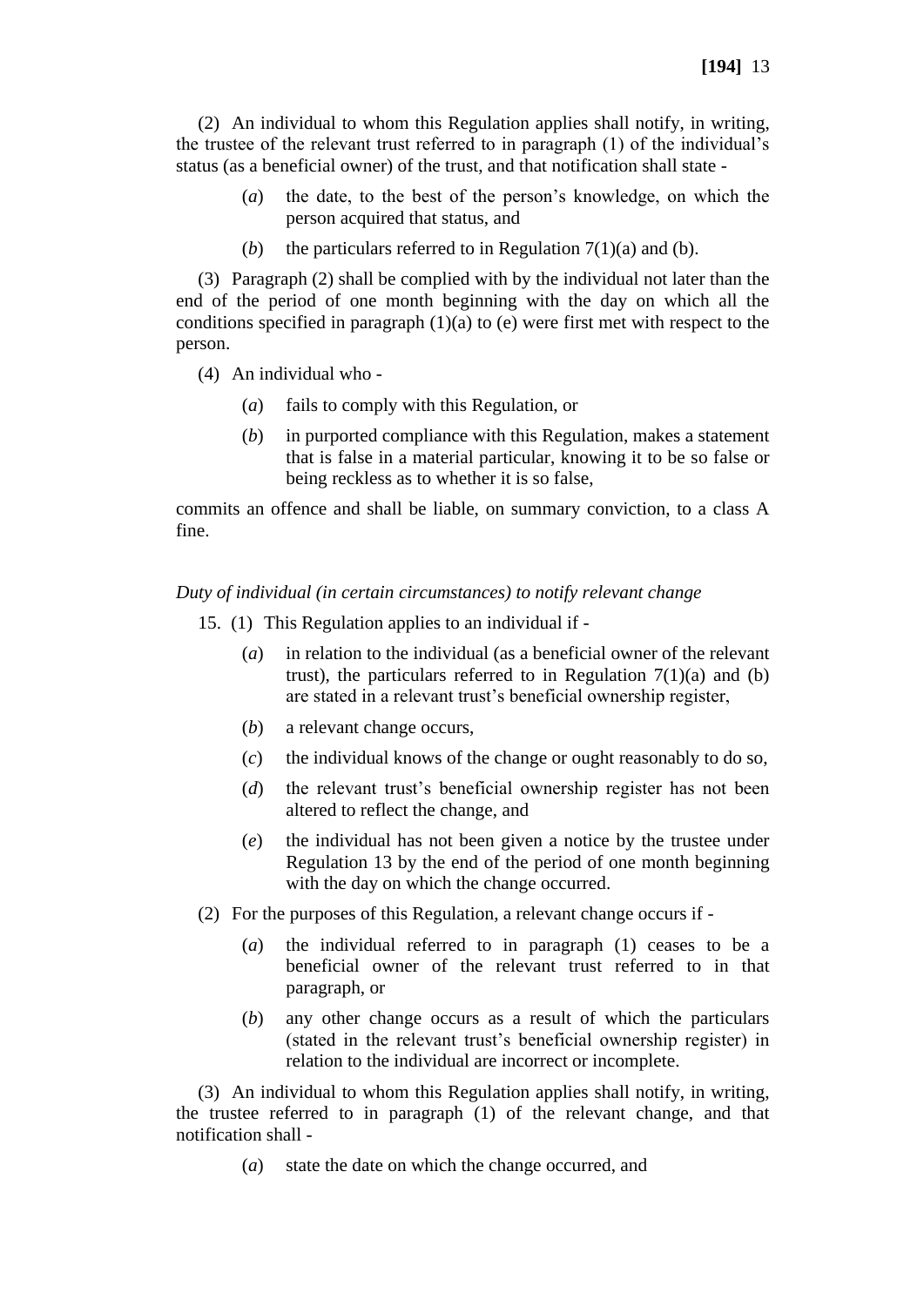(2) An individual to whom this Regulation applies shall notify, in writing, the trustee of the relevant trust referred to in paragraph (1) of the individual's status (as a beneficial owner) of the trust, and that notification shall state -

- (*a*) the date, to the best of the person's knowledge, on which the person acquired that status, and
- (*b*) the particulars referred to in Regulation 7(1)(a) and (b).

(3) Paragraph (2) shall be complied with by the individual not later than the end of the period of one month beginning with the day on which all the conditions specified in paragraph (1)(a) to (e) were first met with respect to the person.

(4) An individual who -

- (*a*) fails to comply with this Regulation, or
- (*b*) in purported compliance with this Regulation, makes a statement that is false in a material particular, knowing it to be so false or being reckless as to whether it is so false,

commits an offence and shall be liable, on summary conviction, to a class A fine.

*Duty of individual (in certain circumstances) to notify relevant change*

15. (1) This Regulation applies to an individual if -

- (*a*) in relation to the individual (as a beneficial owner of the relevant trust), the particulars referred to in Regulation 7(1)(a) and (b) are stated in a relevant trust's beneficial ownership register,
- (*b*) a relevant change occurs,
- (*c*) the individual knows of the change or ought reasonably to do so,
- (*d*) the relevant trust's beneficial ownership register has not been altered to reflect the change, and
- (*e*) the individual has not been given a notice by the trustee under Regulation 13 by the end of the period of one month beginning with the day on which the change occurred.

(2) For the purposes of this Regulation, a relevant change occurs if -

- (*a*) the individual referred to in paragraph (1) ceases to be a beneficial owner of the relevant trust referred to in that paragraph, or
- (*b*) any other change occurs as a result of which the particulars (stated in the relevant trust's beneficial ownership register) in relation to the individual are incorrect or incomplete.

(3) An individual to whom this Regulation applies shall notify, in writing, the trustee referred to in paragraph (1) of the relevant change, and that notification shall -

- (*a*) state the date on which the change occurred, and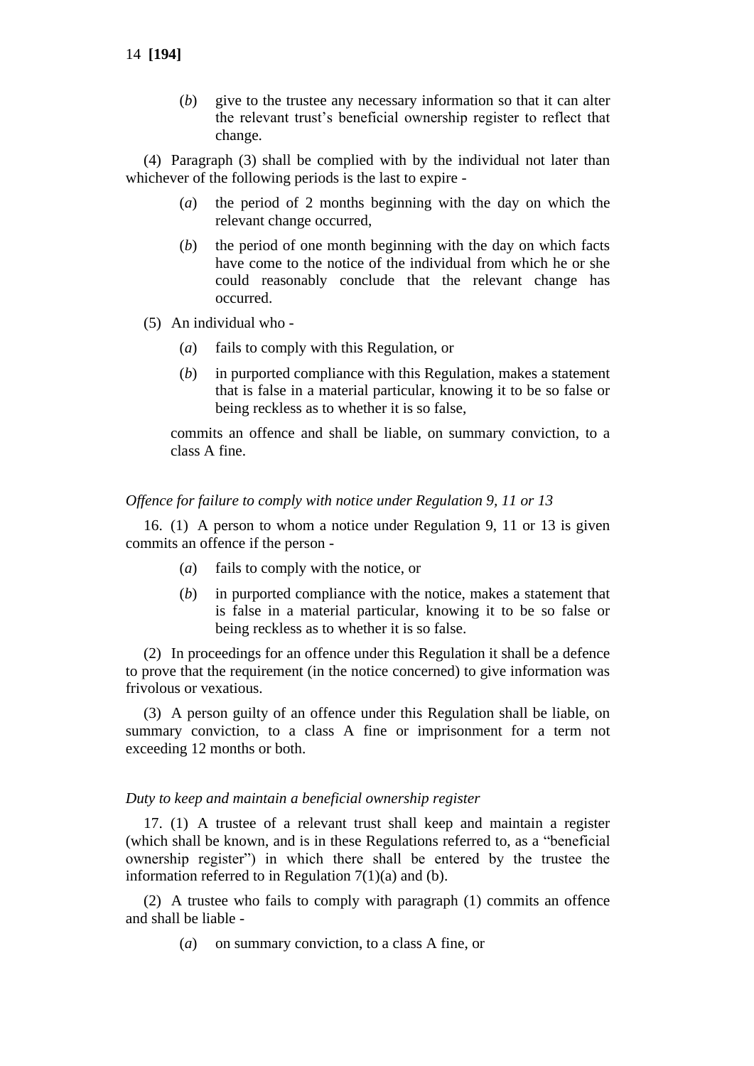(*b*) give to the trustee any necessary information so that it can alter the relevant trust's beneficial ownership register to reflect that change.

(4) Paragraph (3) shall be complied with by the individual not later than whichever of the following periods is the last to expire -

(*a*) the period of 2 months beginning with the day on which the relevant change occurred,

(*b*) the period of one month beginning with the day on which facts have come to the notice of the individual from which he or she could reasonably conclude that the relevant change has occurred.

(5) An individual who -

(*a*) fails to comply with this Regulation, or

(*b*) in purported compliance with this Regulation, makes a statement that is false in a material particular, knowing it to be so false or being reckless as to whether it is so false,

commits an offence and shall be liable, on summary conviction, to a class A fine.

*Offence for failure to comply with notice under Regulation 9, 11 or 13*

16. (1) A person to whom a notice under Regulation 9, 11 or 13 is given commits an offence if the person -

(*a*) fails to comply with the notice, or

(*b*) in purported compliance with the notice, makes a statement that is false in a material particular, knowing it to be so false or being reckless as to whether it is so false.

(2) In proceedings for an offence under this Regulation it shall be a defence to prove that the requirement (in the notice concerned) to give information was frivolous or vexatious.

(3) A person guilty of an offence under this Regulation shall be liable, on summary conviction, to a class A fine or imprisonment for a term not exceeding 12 months or both.

*Duty to keep and maintain a beneficial ownership register*

17. (1) A trustee of a relevant trust shall keep and maintain a register (which shall be known, and is in these Regulations referred to, as a "beneficial ownership register") in which there shall be entered by the trustee the information referred to in Regulation 7(1)(a) and (b).

(2) A trustee who fails to comply with paragraph (1) commits an offence and shall be liable -

(*a*) on summary conviction, to a class A fine, or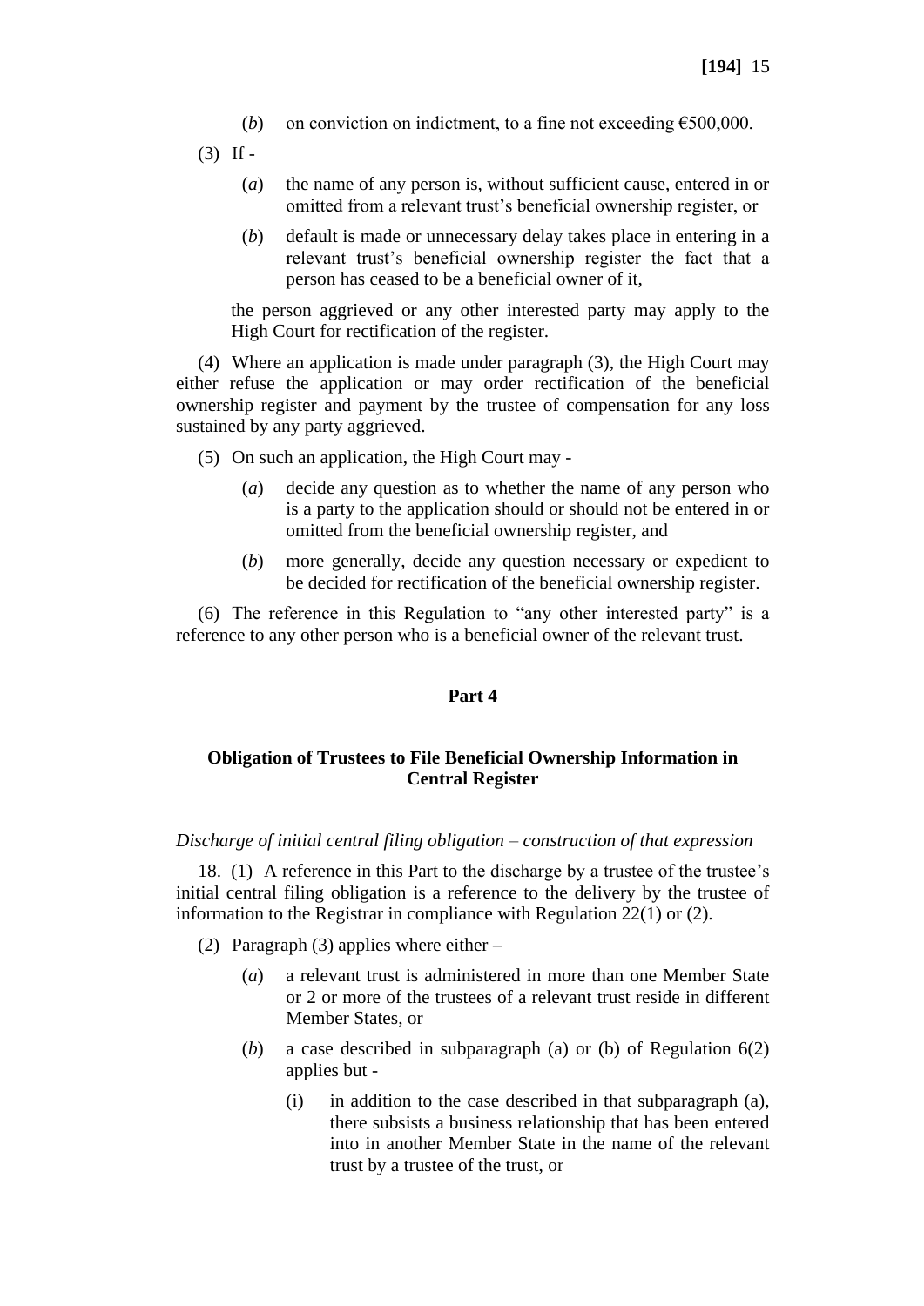(*b*) on conviction on indictment, to a fine not exceeding €500,000.

(3) If -

(*a*) the name of any person is, without sufficient cause, entered in or omitted from a relevant trust's beneficial ownership register, or

(*b*) default is made or unnecessary delay takes place in entering in a relevant trust's beneficial ownership register the fact that a person has ceased to be a beneficial owner of it,

the person aggrieved or any other interested party may apply to the High Court for rectification of the register.

(4) Where an application is made under paragraph (3), the High Court may either refuse the application or may order rectification of the beneficial ownership register and payment by the trustee of compensation for any loss sustained by any party aggrieved.

(5) On such an application, the High Court may -

(*a*) decide any question as to whether the name of any person who is a party to the application should or should not be entered in or omitted from the beneficial ownership register, and

(*b*) more generally, decide any question necessary or expedient to be decided for rectification of the beneficial ownership register.

(6) The reference in this Regulation to "any other interested party" is a reference to any other person who is a beneficial owner of the relevant trust.

## Part 4

## Obligation of Trustees to File Beneficial Ownership Information in Central Register

*Discharge of initial central filing obligation – construction of that expression*

18. (1) A reference in this Part to the discharge by a trustee of the trustee's initial central filing obligation is a reference to the delivery by the trustee of information to the Registrar in compliance with Regulation 22(1) or (2).

(2) Paragraph (3) applies where either –

(*a*) a relevant trust is administered in more than one Member State or 2 or more of the trustees of a relevant trust reside in different Member States, or

(*b*) a case described in subparagraph (a) or (b) of Regulation 6(2) applies but -

(i) in addition to the case described in that subparagraph (a), there subsists a business relationship that has been entered into in another Member State in the name of the relevant trust by a trustee of the trust, or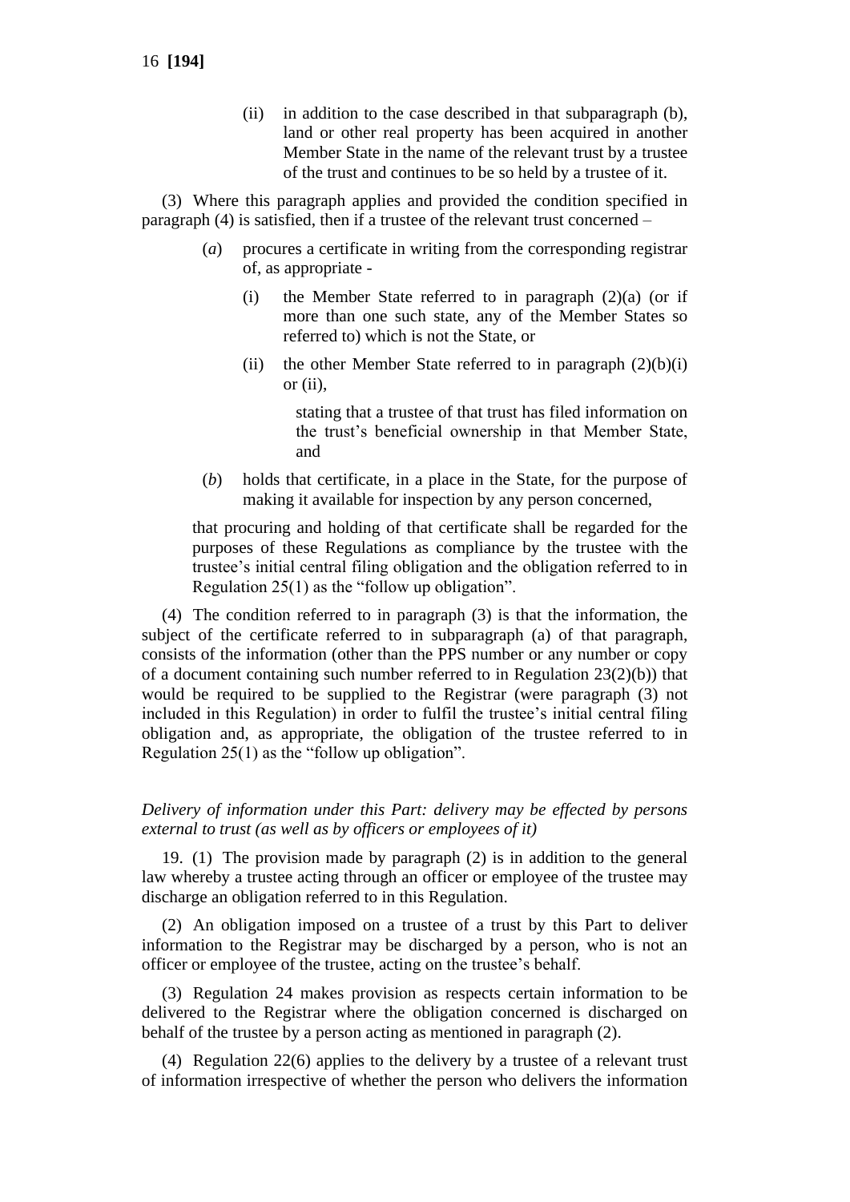(ii) in addition to the case described in that subparagraph (b), land or other real property has been acquired in another Member State in the name of the relevant trust by a trustee of the trust and continues to be so held by a trustee of it.

(3) Where this paragraph applies and provided the condition specified in paragraph (4) is satisfied, then if a trustee of the relevant trust concerned –

(*a*) procures a certificate in writing from the corresponding registrar of, as appropriate -

(i) the Member State referred to in paragraph (2)(a) (or if more than one such state, any of the Member States so referred to) which is not the State, or

(ii) the other Member State referred to in paragraph (2)(b)(i) or (ii),

stating that a trustee of that trust has filed information on the trust's beneficial ownership in that Member State, and

(*b*) holds that certificate, in a place in the State, for the purpose of making it available for inspection by any person concerned,

that procuring and holding of that certificate shall be regarded for the purposes of these Regulations as compliance by the trustee with the trustee's initial central filing obligation and the obligation referred to in Regulation 25(1) as the "follow up obligation".

(4) The condition referred to in paragraph (3) is that the information, the subject of the certificate referred to in subparagraph (a) of that paragraph, consists of the information (other than the PPS number or any number or copy of a document containing such number referred to in Regulation 23(2)(b)) that would be required to be supplied to the Registrar (were paragraph (3) not included in this Regulation) in order to fulfil the trustee's initial central filing obligation and, as appropriate, the obligation of the trustee referred to in Regulation 25(1) as the "follow up obligation".

*Delivery of information under this Part: delivery may be effected by persons external to trust (as well as by officers or employees of it)*

19. (1) The provision made by paragraph (2) is in addition to the general law whereby a trustee acting through an officer or employee of the trustee may discharge an obligation referred to in this Regulation.

(2) An obligation imposed on a trustee of a trust by this Part to deliver information to the Registrar may be discharged by a person, who is not an officer or employee of the trustee, acting on the trustee's behalf.

(3) Regulation 24 makes provision as respects certain information to be delivered to the Registrar where the obligation concerned is discharged on behalf of the trustee by a person acting as mentioned in paragraph (2).

(4) Regulation 22(6) applies to the delivery by a trustee of a relevant trust of information irrespective of whether the person who delivers the information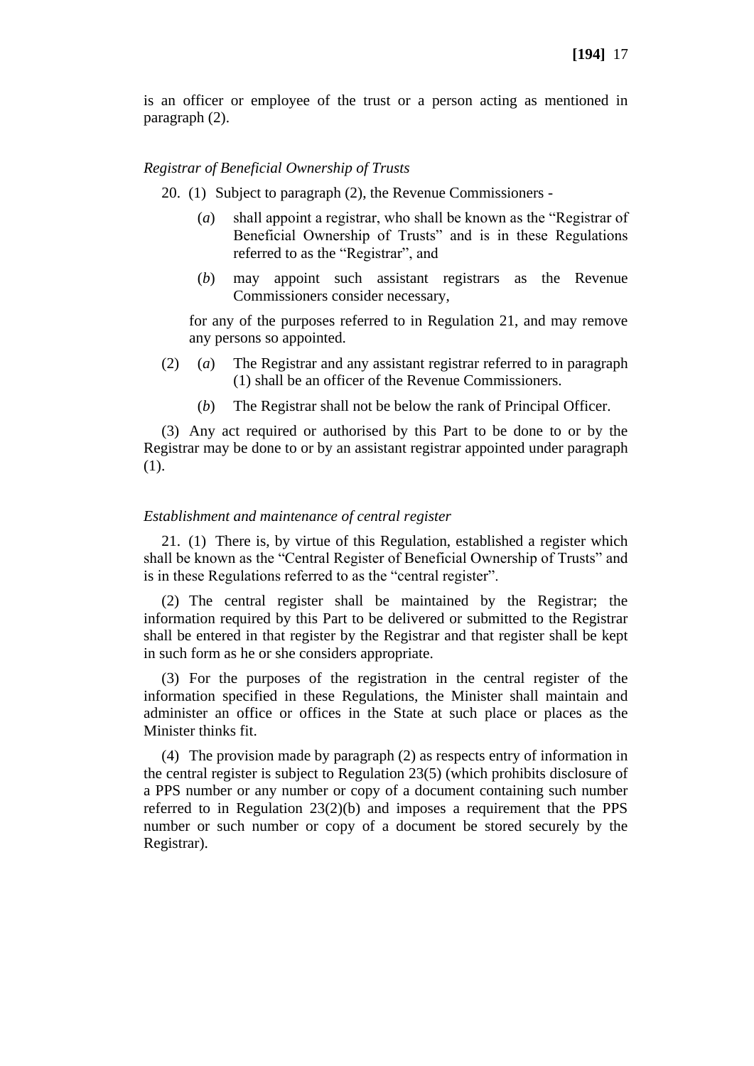is an officer or employee of the trust or a person acting as mentioned in paragraph (2).

*Registrar of Beneficial Ownership of Trusts*

20. (1) Subject to paragraph (2), the Revenue Commissioners -

(*a*) shall appoint a registrar, who shall be known as the "Registrar of Beneficial Ownership of Trusts" and is in these Regulations referred to as the "Registrar", and

(*b*) may appoint such assistant registrars as the Revenue Commissioners consider necessary,

for any of the purposes referred to in Regulation 21, and may remove any persons so appointed.

(2) (*a*) The Registrar and any assistant registrar referred to in paragraph (1) shall be an officer of the Revenue Commissioners.

(*b*) The Registrar shall not be below the rank of Principal Officer.

(3) Any act required or authorised by this Part to be done to or by the Registrar may be done to or by an assistant registrar appointed under paragraph (1).

*Establishment and maintenance of central register*

21. (1) There is, by virtue of this Regulation, established a register which shall be known as the "Central Register of Beneficial Ownership of Trusts" and is in these Regulations referred to as the "central register".

(2) The central register shall be maintained by the Registrar; the information required by this Part to be delivered or submitted to the Registrar shall be entered in that register by the Registrar and that register shall be kept in such form as he or she considers appropriate.

(3) For the purposes of the registration in the central register of the information specified in these Regulations, the Minister shall maintain and administer an office or offices in the State at such place or places as the Minister thinks fit.

(4) The provision made by paragraph (2) as respects entry of information in the central register is subject to Regulation 23(5) (which prohibits disclosure of a PPS number or any number or copy of a document containing such number referred to in Regulation 23(2)(b) and imposes a requirement that the PPS number or such number or copy of a document be stored securely by the Registrar).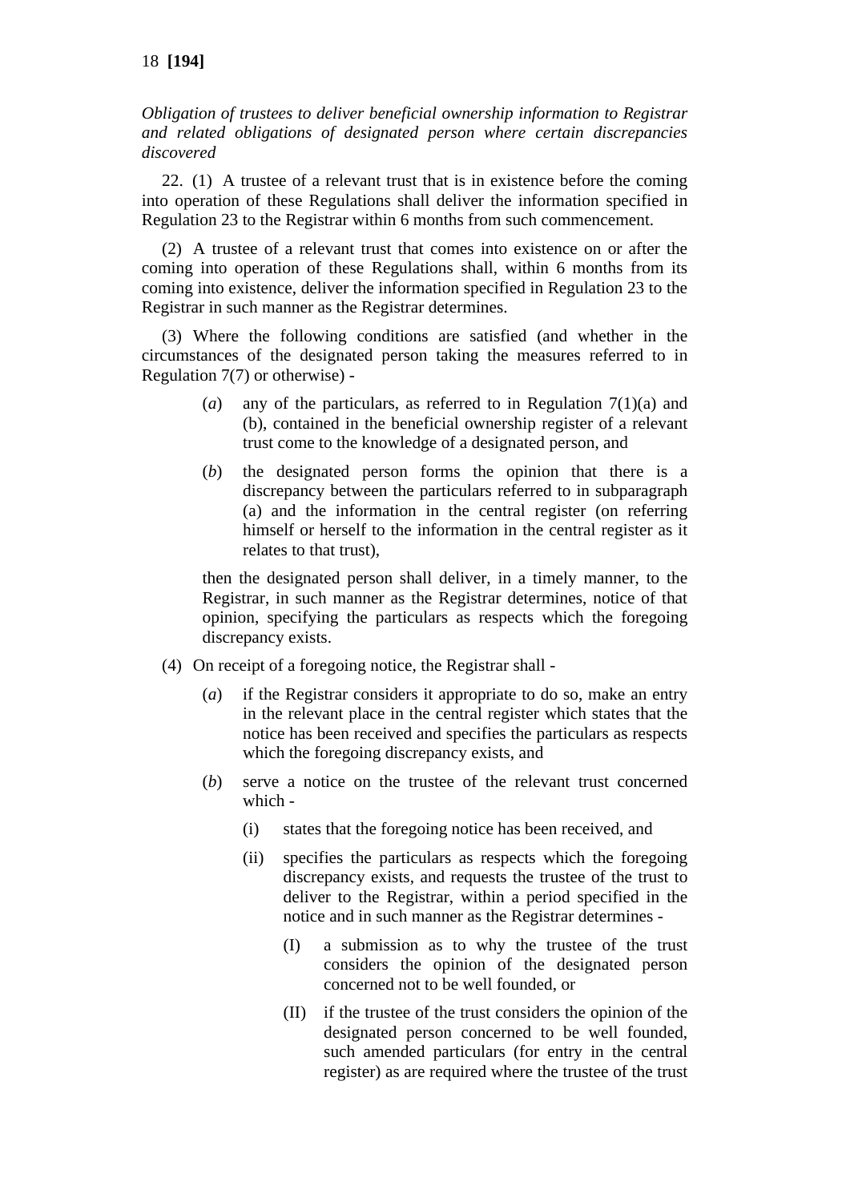*Obligation of trustees to deliver beneficial ownership information to Registrar and related obligations of designated person where certain discrepancies discovered*

22. (1) A trustee of a relevant trust that is in existence before the coming into operation of these Regulations shall deliver the information specified in Regulation 23 to the Registrar within 6 months from such commencement.

(2) A trustee of a relevant trust that comes into existence on or after the coming into operation of these Regulations shall, within 6 months from its coming into existence, deliver the information specified in Regulation 23 to the Registrar in such manner as the Registrar determines.

(3) Where the following conditions are satisfied (and whether in the circumstances of the designated person taking the measures referred to in Regulation 7(7) or otherwise) -

(*a*) any of the particulars, as referred to in Regulation 7(1)(a) and (b), contained in the beneficial ownership register of a relevant trust come to the knowledge of a designated person, and

(*b*) the designated person forms the opinion that there is a discrepancy between the particulars referred to in subparagraph (a) and the information in the central register (on referring himself or herself to the information in the central register as it relates to that trust),

then the designated person shall deliver, in a timely manner, to the Registrar, in such manner as the Registrar determines, notice of that opinion, specifying the particulars as respects which the foregoing discrepancy exists.

(4) On receipt of a foregoing notice, the Registrar shall -

(*a*) if the Registrar considers it appropriate to do so, make an entry in the relevant place in the central register which states that the notice has been received and specifies the particulars as respects which the foregoing discrepancy exists, and

(*b*) serve a notice on the trustee of the relevant trust concerned which -

(i) states that the foregoing notice has been received, and

(ii) specifies the particulars as respects which the foregoing discrepancy exists, and requests the trustee of the trust to deliver to the Registrar, within a period specified in the notice and in such manner as the Registrar determines -

(I) a submission as to why the trustee of the trust considers the opinion of the designated person concerned not to be well founded, or

(II) if the trustee of the trust considers the opinion of the designated person concerned to be well founded, such amended particulars (for entry in the central register) as are required where the trustee of the trust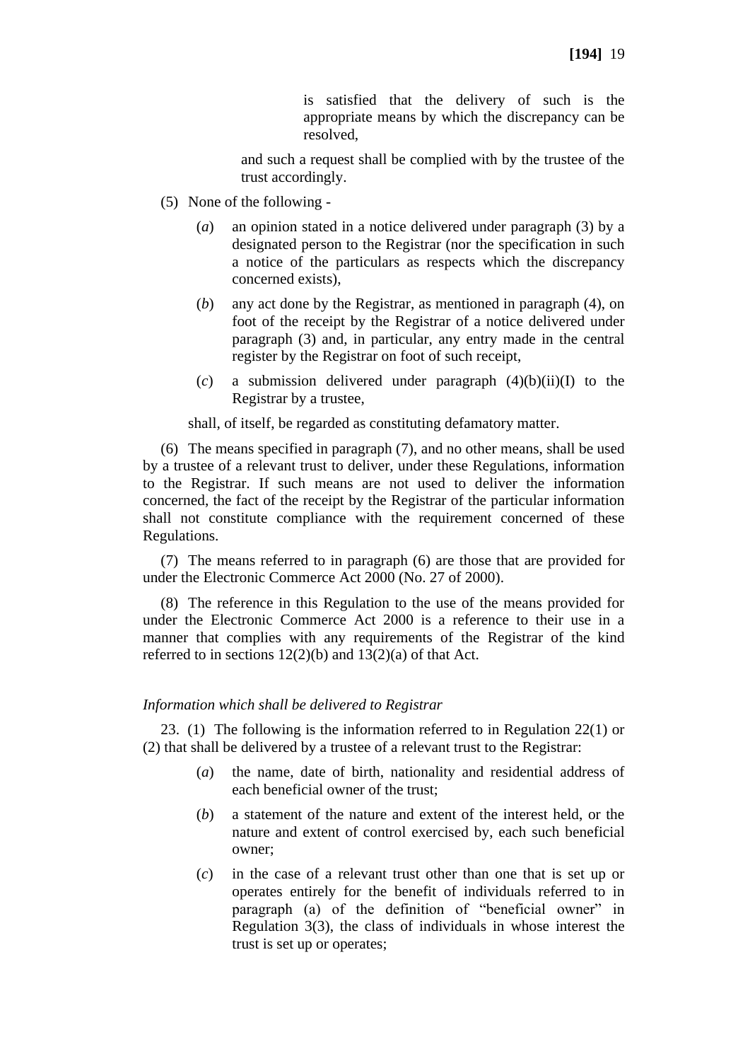is satisfied that the delivery of such is the appropriate means by which the discrepancy can be resolved,

and such a request shall be complied with by the trustee of the trust accordingly.

(5) None of the following -

(*a*) an opinion stated in a notice delivered under paragraph (3) by a designated person to the Registrar (nor the specification in such a notice of the particulars as respects which the discrepancy concerned exists),

(*b*) any act done by the Registrar, as mentioned in paragraph (4), on foot of the receipt by the Registrar of a notice delivered under paragraph (3) and, in particular, any entry made in the central register by the Registrar on foot of such receipt,

(*c*) a submission delivered under paragraph (4)(b)(ii)(I) to the Registrar by a trustee,

shall, of itself, be regarded as constituting defamatory matter.

(6) The means specified in paragraph (7), and no other means, shall be used by a trustee of a relevant trust to deliver, under these Regulations, information to the Registrar. If such means are not used to deliver the information concerned, the fact of the receipt by the Registrar of the particular information shall not constitute compliance with the requirement concerned of these Regulations.

(7) The means referred to in paragraph (6) are those that are provided for under the Electronic Commerce Act 2000 (No. 27 of 2000).

(8) The reference in this Regulation to the use of the means provided for under the Electronic Commerce Act 2000 is a reference to their use in a manner that complies with any requirements of the Registrar of the kind referred to in sections 12(2)(b) and 13(2)(a) of that Act.

*Information which shall be delivered to Registrar*

23. (1) The following is the information referred to in Regulation 22(1) or (2) that shall be delivered by a trustee of a relevant trust to the Registrar:

(*a*) the name, date of birth, nationality and residential address of each beneficial owner of the trust;

(*b*) a statement of the nature and extent of the interest held, or the nature and extent of control exercised by, each such beneficial owner;

(*c*) in the case of a relevant trust other than one that is set up or operates entirely for the benefit of individuals referred to in paragraph (a) of the definition of "beneficial owner" in Regulation 3(3), the class of individuals in whose interest the trust is set up or operates;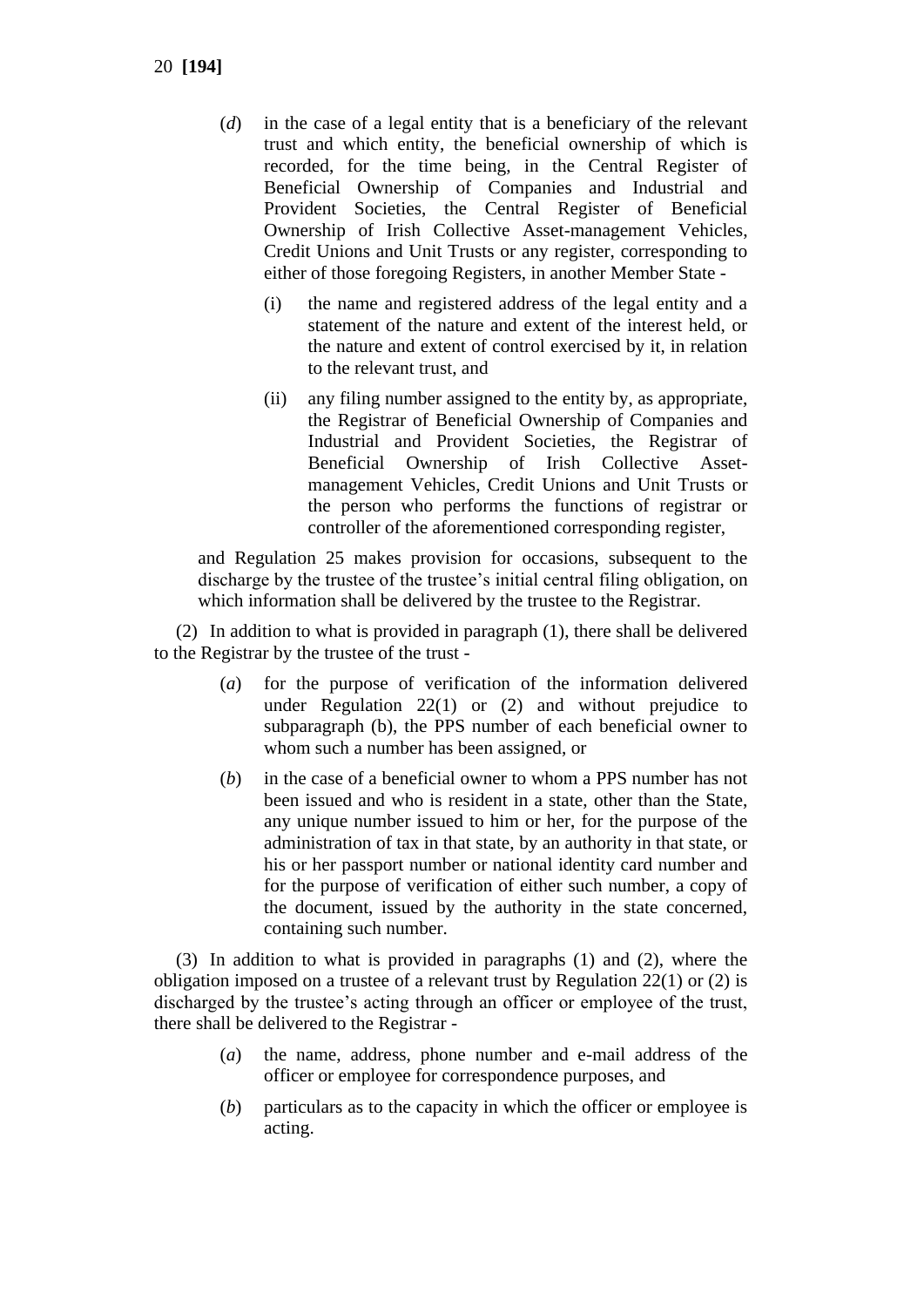(*d*) in the case of a legal entity that is a beneficiary of the relevant trust and which entity, the beneficial ownership of which is recorded, for the time being, in the Central Register of Beneficial Ownership of Companies and Industrial and Provident Societies, the Central Register of Beneficial Ownership of Irish Collective Asset-management Vehicles, Credit Unions and Unit Trusts or any register, corresponding to either of those foregoing Registers, in another Member State -

(i) the name and registered address of the legal entity and a statement of the nature and extent of the interest held, or the nature and extent of control exercised by it, in relation to the relevant trust, and

(ii) any filing number assigned to the entity by, as appropriate, the Registrar of Beneficial Ownership of Companies and Industrial and Provident Societies, the Registrar of Beneficial Ownership of Irish Collective Asset-management Vehicles, Credit Unions and Unit Trusts or the person who performs the functions of registrar or controller of the aforementioned corresponding register,

and Regulation 25 makes provision for occasions, subsequent to the discharge by the trustee of the trustee's initial central filing obligation, on which information shall be delivered by the trustee to the Registrar.

(2) In addition to what is provided in paragraph (1), there shall be delivered to the Registrar by the trustee of the trust -

(*a*) for the purpose of verification of the information delivered under Regulation 22(1) or (2) and without prejudice to subparagraph (b), the PPS number of each beneficial owner to whom such a number has been assigned, or

(*b*) in the case of a beneficial owner to whom a PPS number has not been issued and who is resident in a state, other than the State, any unique number issued to him or her, for the purpose of the administration of tax in that state, by an authority in that state, or his or her passport number or national identity card number and for the purpose of verification of either such number, a copy of the document, issued by the authority in the state concerned, containing such number.

(3) In addition to what is provided in paragraphs (1) and (2), where the obligation imposed on a trustee of a relevant trust by Regulation 22(1) or (2) is discharged by the trustee's acting through an officer or employee of the trust, there shall be delivered to the Registrar -

(*a*) the name, address, phone number and e-mail address of the officer or employee for correspondence purposes, and

(*b*) particulars as to the capacity in which the officer or employee is acting.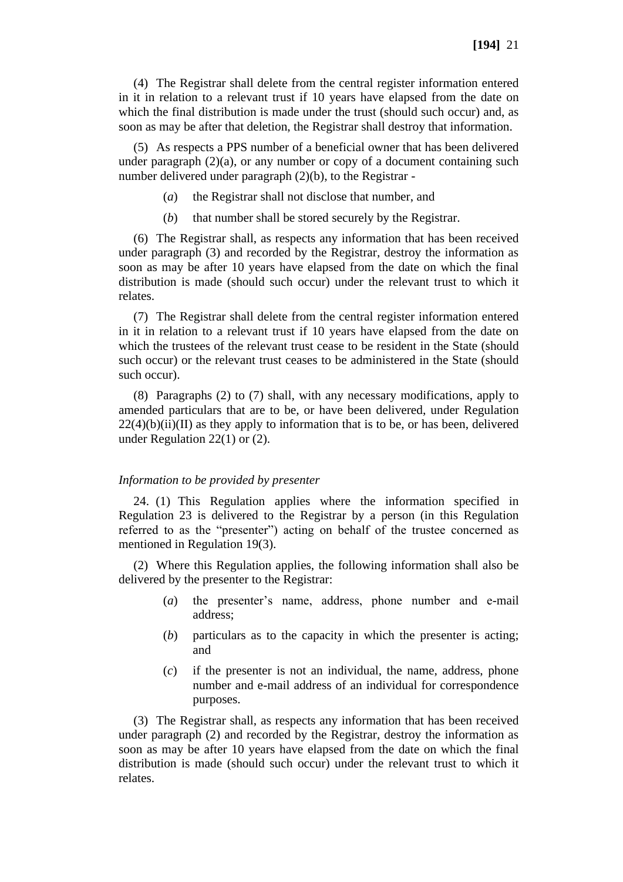(4) The Registrar shall delete from the central register information entered in it in relation to a relevant trust if 10 years have elapsed from the date on which the final distribution is made under the trust (should such occur) and, as soon as may be after that deletion, the Registrar shall destroy that information.

(5) As respects a PPS number of a beneficial owner that has been delivered under paragraph (2)(a), or any number or copy of a document containing such number delivered under paragraph (2)(b), to the Registrar -

- (*a*) the Registrar shall not disclose that number, and
- (*b*) that number shall be stored securely by the Registrar.

(6) The Registrar shall, as respects any information that has been received under paragraph (3) and recorded by the Registrar, destroy the information as soon as may be after 10 years have elapsed from the date on which the final distribution is made (should such occur) under the relevant trust to which it relates.

(7) The Registrar shall delete from the central register information entered in it in relation to a relevant trust if 10 years have elapsed from the date on which the trustees of the relevant trust cease to be resident in the State (should such occur) or the relevant trust ceases to be administered in the State (should such occur).

(8) Paragraphs (2) to (7) shall, with any necessary modifications, apply to amended particulars that are to be, or have been delivered, under Regulation 22(4)(b)(ii)(II) as they apply to information that is to be, or has been, delivered under Regulation 22(1) or (2).

*Information to be provided by presenter*

24. (1) This Regulation applies where the information specified in Regulation 23 is delivered to the Registrar by a person (in this Regulation referred to as the "presenter") acting on behalf of the trustee concerned as mentioned in Regulation 19(3).

(2) Where this Regulation applies, the following information shall also be delivered by the presenter to the Registrar:

- (*a*) the presenter's name, address, phone number and e-mail address;
- (*b*) particulars as to the capacity in which the presenter is acting; and
- (*c*) if the presenter is not an individual, the name, address, phone number and e-mail address of an individual for correspondence purposes.

(3) The Registrar shall, as respects any information that has been received under paragraph (2) and recorded by the Registrar, destroy the information as soon as may be after 10 years have elapsed from the date on which the final distribution is made (should such occur) under the relevant trust to which it relates.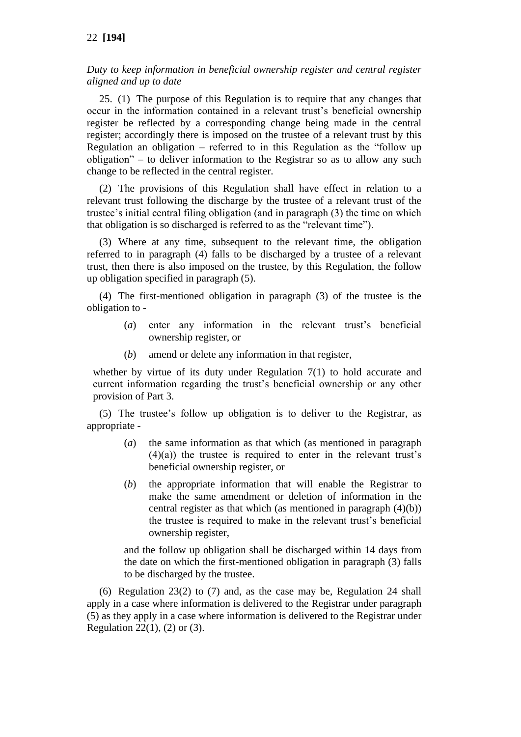*Duty to keep information in beneficial ownership register and central register aligned and up to date*

25. (1) The purpose of this Regulation is to require that any changes that occur in the information contained in a relevant trust's beneficial ownership register be reflected by a corresponding change being made in the central register; accordingly there is imposed on the trustee of a relevant trust by this Regulation an obligation – referred to in this Regulation as the "follow up obligation" – to deliver information to the Registrar so as to allow any such change to be reflected in the central register.

(2) The provisions of this Regulation shall have effect in relation to a relevant trust following the discharge by the trustee of a relevant trust of the trustee's initial central filing obligation (and in paragraph (3) the time on which that obligation is so discharged is referred to as the "relevant time").

(3) Where at any time, subsequent to the relevant time, the obligation referred to in paragraph (4) falls to be discharged by a trustee of a relevant trust, then there is also imposed on the trustee, by this Regulation, the follow up obligation specified in paragraph (5).

(4) The first-mentioned obligation in paragraph (3) of the trustee is the obligation to -

- (*a*) enter any information in the relevant trust's beneficial ownership register, or
- (*b*) amend or delete any information in that register,

whether by virtue of its duty under Regulation 7(1) to hold accurate and current information regarding the trust's beneficial ownership or any other provision of Part 3.

(5) The trustee's follow up obligation is to deliver to the Registrar, as appropriate -

- (*a*) the same information as that which (as mentioned in paragraph (4)(a)) the trustee is required to enter in the relevant trust's beneficial ownership register, or
- (*b*) the appropriate information that will enable the Registrar to make the same amendment or deletion of information in the central register as that which (as mentioned in paragraph (4)(b)) the trustee is required to make in the relevant trust's beneficial ownership register,

and the follow up obligation shall be discharged within 14 days from the date on which the first-mentioned obligation in paragraph (3) falls to be discharged by the trustee.

(6) Regulation 23(2) to (7) and, as the case may be, Regulation 24 shall apply in a case where information is delivered to the Registrar under paragraph (5) as they apply in a case where information is delivered to the Registrar under Regulation 22(1), (2) or (3).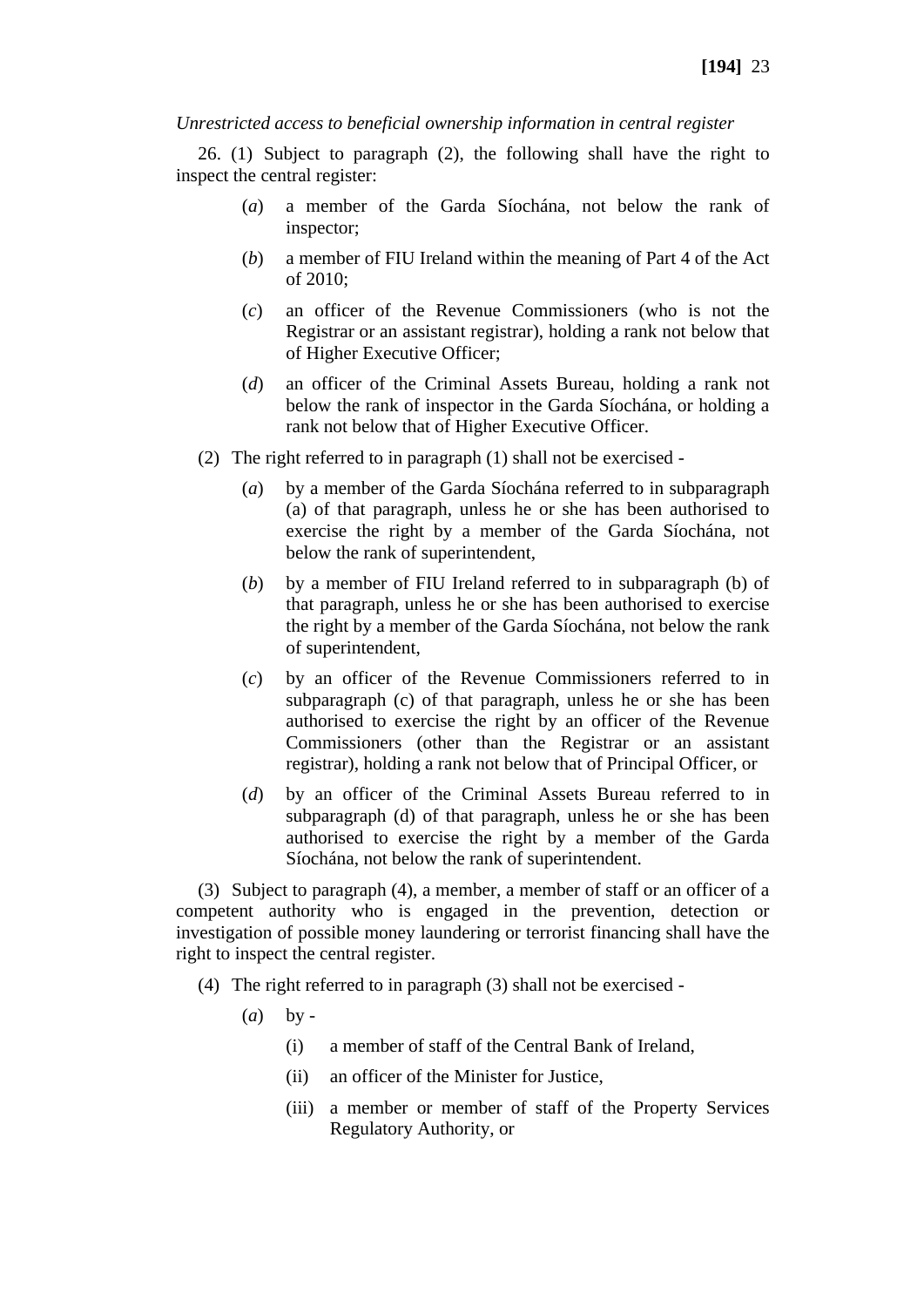*Unrestricted access to beneficial ownership information in central register*

26. (1) Subject to paragraph (2), the following shall have the right to inspect the central register:

- (*a*) a member of the Garda Síochána, not below the rank of inspector;
- (*b*) a member of FIU Ireland within the meaning of Part 4 of the Act of 2010;
- (*c*) an officer of the Revenue Commissioners (who is not the Registrar or an assistant registrar), holding a rank not below that of Higher Executive Officer;
- (*d*) an officer of the Criminal Assets Bureau, holding a rank not below the rank of inspector in the Garda Síochána, or holding a rank not below that of Higher Executive Officer.

(2) The right referred to in paragraph (1) shall not be exercised -

- (*a*) by a member of the Garda Síochána referred to in subparagraph (a) of that paragraph, unless he or she has been authorised to exercise the right by a member of the Garda Síochána, not below the rank of superintendent,
- (*b*) by a member of FIU Ireland referred to in subparagraph (b) of that paragraph, unless he or she has been authorised to exercise the right by a member of the Garda Síochána, not below the rank of superintendent,
- (*c*) by an officer of the Revenue Commissioners referred to in subparagraph (c) of that paragraph, unless he or she has been authorised to exercise the right by an officer of the Revenue Commissioners (other than the Registrar or an assistant registrar), holding a rank not below that of Principal Officer, or
- (*d*) by an officer of the Criminal Assets Bureau referred to in subparagraph (d) of that paragraph, unless he or she has been authorised to exercise the right by a member of the Garda Síochána, not below the rank of superintendent.

(3) Subject to paragraph (4), a member, a member of staff or an officer of a competent authority who is engaged in the prevention, detection or investigation of possible money laundering or terrorist financing shall have the right to inspect the central register.

(4) The right referred to in paragraph (3) shall not be exercised -

- (*a*) by -
  - (i) a member of staff of the Central Bank of Ireland,
  - (ii) an officer of the Minister for Justice,
  - (iii) a member or member of staff of the Property Services Regulatory Authority, or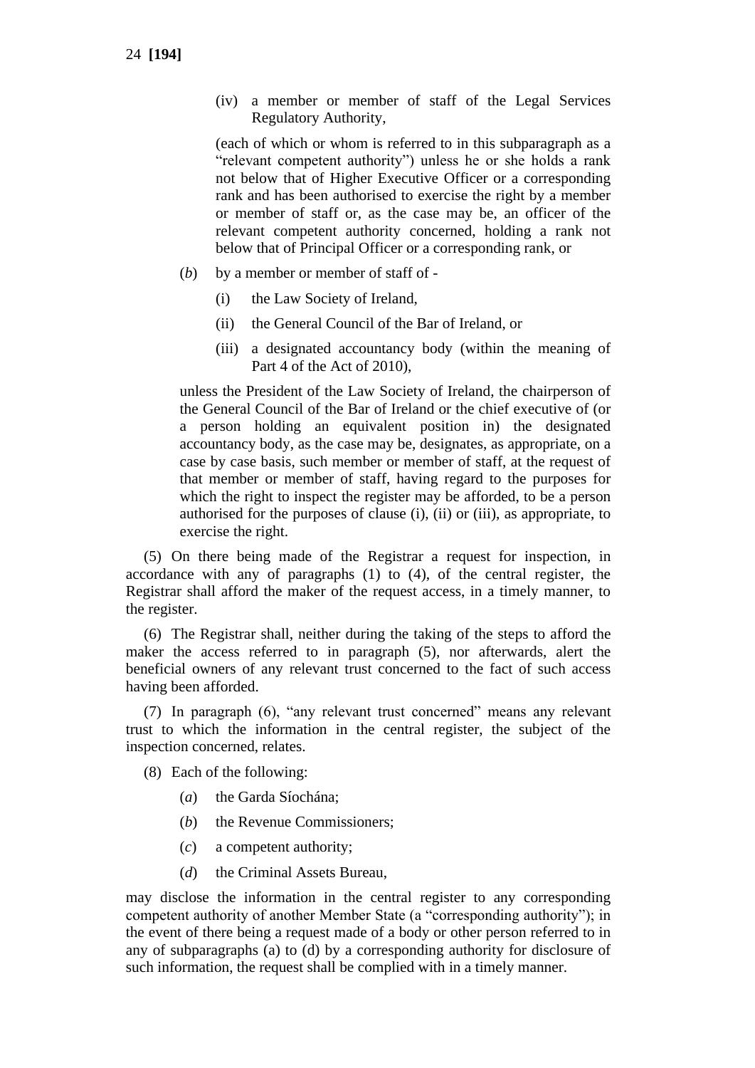(iv) a member or member of staff of the Legal Services Regulatory Authority,

(each of which or whom is referred to in this subparagraph as a "relevant competent authority") unless he or she holds a rank not below that of Higher Executive Officer or a corresponding rank and has been authorised to exercise the right by a member or member of staff or, as the case may be, an officer of the relevant competent authority concerned, holding a rank not below that of Principal Officer or a corresponding rank, or

(*b*) by a member or member of staff of -

(i) the Law Society of Ireland,

(ii) the General Council of the Bar of Ireland, or

(iii) a designated accountancy body (within the meaning of Part 4 of the Act of 2010),

unless the President of the Law Society of Ireland, the chairperson of the General Council of the Bar of Ireland or the chief executive of (or a person holding an equivalent position in) the designated accountancy body, as the case may be, designates, as appropriate, on a case by case basis, such member or member of staff, at the request of that member or member of staff, having regard to the purposes for which the right to inspect the register may be afforded, to be a person authorised for the purposes of clause (i), (ii) or (iii), as appropriate, to exercise the right.

(5) On there being made of the Registrar a request for inspection, in accordance with any of paragraphs (1) to (4), of the central register, the Registrar shall afford the maker of the request access, in a timely manner, to the register.

(6) The Registrar shall, neither during the taking of the steps to afford the maker the access referred to in paragraph (5), nor afterwards, alert the beneficial owners of any relevant trust concerned to the fact of such access having been afforded.

(7) In paragraph (6), "any relevant trust concerned" means any relevant trust to which the information in the central register, the subject of the inspection concerned, relates.

(8) Each of the following:

(*a*) the Garda Síochána;

(*b*) the Revenue Commissioners;

(*c*) a competent authority;

(*d*) the Criminal Assets Bureau,

may disclose the information in the central register to any corresponding competent authority of another Member State (a "corresponding authority"); in the event of there being a request made of a body or other person referred to in any of subparagraphs (a) to (d) by a corresponding authority for disclosure of such information, the request shall be complied with in a timely manner.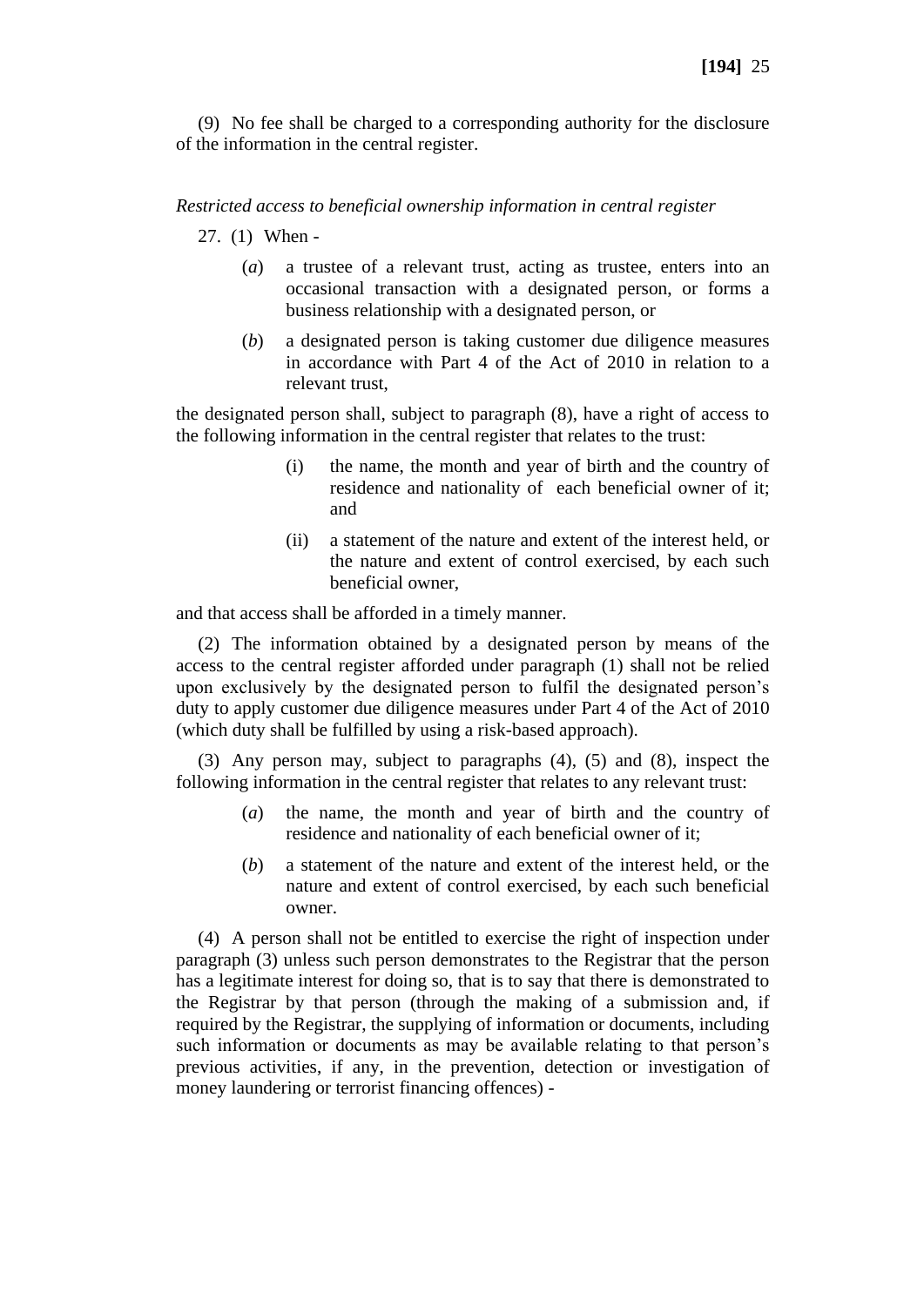(9) No fee shall be charged to a corresponding authority for the disclosure of the information in the central register.

*Restricted access to beneficial ownership information in central register*

27. (1) When -

(*a*) a trustee of a relevant trust, acting as trustee, enters into an occasional transaction with a designated person, or forms a business relationship with a designated person, or

(*b*) a designated person is taking customer due diligence measures in accordance with Part 4 of the Act of 2010 in relation to a relevant trust,

the designated person shall, subject to paragraph (8), have a right of access to the following information in the central register that relates to the trust:

(i) the name, the month and year of birth and the country of residence and nationality of each beneficial owner of it; and

(ii) a statement of the nature and extent of the interest held, or the nature and extent of control exercised, by each such beneficial owner,

and that access shall be afforded in a timely manner.

(2) The information obtained by a designated person by means of the access to the central register afforded under paragraph (1) shall not be relied upon exclusively by the designated person to fulfil the designated person's duty to apply customer due diligence measures under Part 4 of the Act of 2010 (which duty shall be fulfilled by using a risk-based approach).

(3) Any person may, subject to paragraphs (4), (5) and (8), inspect the following information in the central register that relates to any relevant trust:

(*a*) the name, the month and year of birth and the country of residence and nationality of each beneficial owner of it;

(*b*) a statement of the nature and extent of the interest held, or the nature and extent of control exercised, by each such beneficial owner.

(4) A person shall not be entitled to exercise the right of inspection under paragraph (3) unless such person demonstrates to the Registrar that the person has a legitimate interest for doing so, that is to say that there is demonstrated to the Registrar by that person (through the making of a submission and, if required by the Registrar, the supplying of information or documents, including such information or documents as may be available relating to that person's previous activities, if any, in the prevention, detection or investigation of money laundering or terrorist financing offences) -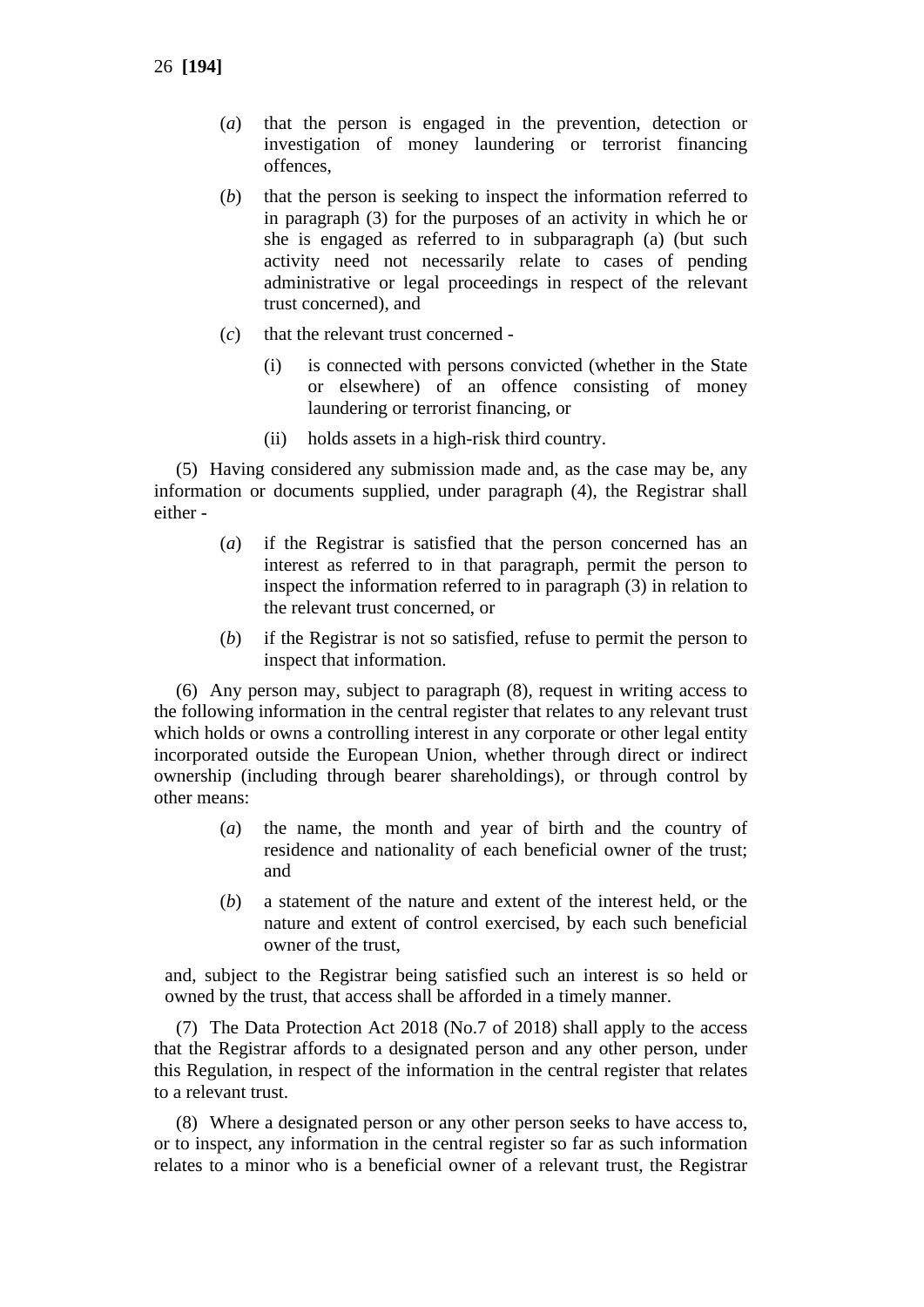(*a*) that the person is engaged in the prevention, detection or investigation of money laundering or terrorist financing offences,

(*b*) that the person is seeking to inspect the information referred to in paragraph (3) for the purposes of an activity in which he or she is engaged as referred to in subparagraph (a) (but such activity need not necessarily relate to cases of pending administrative or legal proceedings in respect of the relevant trust concerned), and

(*c*) that the relevant trust concerned -

(i) is connected with persons convicted (whether in the State or elsewhere) of an offence consisting of money laundering or terrorist financing, or

(ii) holds assets in a high-risk third country.

(5) Having considered any submission made and, as the case may be, any information or documents supplied, under paragraph (4), the Registrar shall either -

(*a*) if the Registrar is satisfied that the person concerned has an interest as referred to in that paragraph, permit the person to inspect the information referred to in paragraph (3) in relation to the relevant trust concerned, or

(*b*) if the Registrar is not so satisfied, refuse to permit the person to inspect that information.

(6) Any person may, subject to paragraph (8), request in writing access to the following information in the central register that relates to any relevant trust which holds or owns a controlling interest in any corporate or other legal entity incorporated outside the European Union, whether through direct or indirect ownership (including through bearer shareholdings), or through control by other means:

(*a*) the name, the month and year of birth and the country of residence and nationality of each beneficial owner of the trust; and

(*b*) a statement of the nature and extent of the interest held, or the nature and extent of control exercised, by each such beneficial owner of the trust,

and, subject to the Registrar being satisfied such an interest is so held or owned by the trust, that access shall be afforded in a timely manner.

(7) The Data Protection Act 2018 (No.7 of 2018) shall apply to the access that the Registrar affords to a designated person and any other person, under this Regulation, in respect of the information in the central register that relates to a relevant trust.

(8) Where a designated person or any other person seeks to have access to, or to inspect, any information in the central register so far as such information relates to a minor who is a beneficial owner of a relevant trust, the Registrar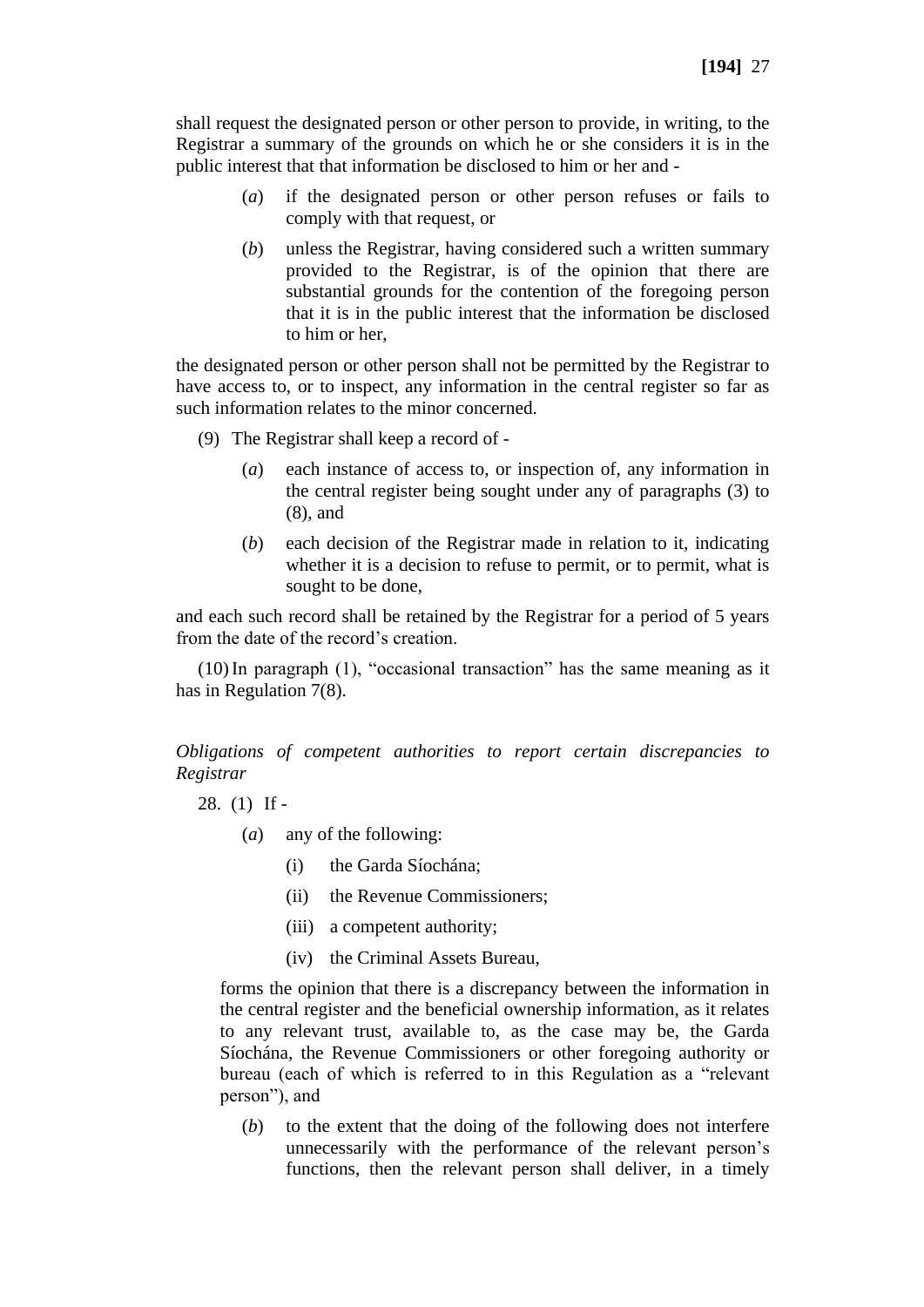shall request the designated person or other person to provide, in writing, to the Registrar a summary of the grounds on which he or she considers it is in the public interest that that information be disclosed to him or her and -

(*a*) if the designated person or other person refuses or fails to comply with that request, or

(*b*) unless the Registrar, having considered such a written summary provided to the Registrar, is of the opinion that there are substantial grounds for the contention of the foregoing person that it is in the public interest that the information be disclosed to him or her,

the designated person or other person shall not be permitted by the Registrar to have access to, or to inspect, any information in the central register so far as such information relates to the minor concerned.

(9) The Registrar shall keep a record of -

(*a*) each instance of access to, or inspection of, any information in the central register being sought under any of paragraphs (3) to (8), and

(*b*) each decision of the Registrar made in relation to it, indicating whether it is a decision to refuse to permit, or to permit, what is sought to be done,

and each such record shall be retained by the Registrar for a period of 5 years from the date of the record's creation.

(10) In paragraph (1), "occasional transaction" has the same meaning as it has in Regulation 7(8).

*Obligations of competent authorities to report certain discrepancies to Registrar*

28. (1) If -

(*a*) any of the following:

(i) the Garda Síochána;

(ii) the Revenue Commissioners;

(iii) a competent authority;

(iv) the Criminal Assets Bureau,

forms the opinion that there is a discrepancy between the information in the central register and the beneficial ownership information, as it relates to any relevant trust, available to, as the case may be, the Garda Síochána, the Revenue Commissioners or other foregoing authority or bureau (each of which is referred to in this Regulation as a "relevant person"), and

(*b*) to the extent that the doing of the following does not interfere unnecessarily with the performance of the relevant person's functions, then the relevant person shall deliver, in a timely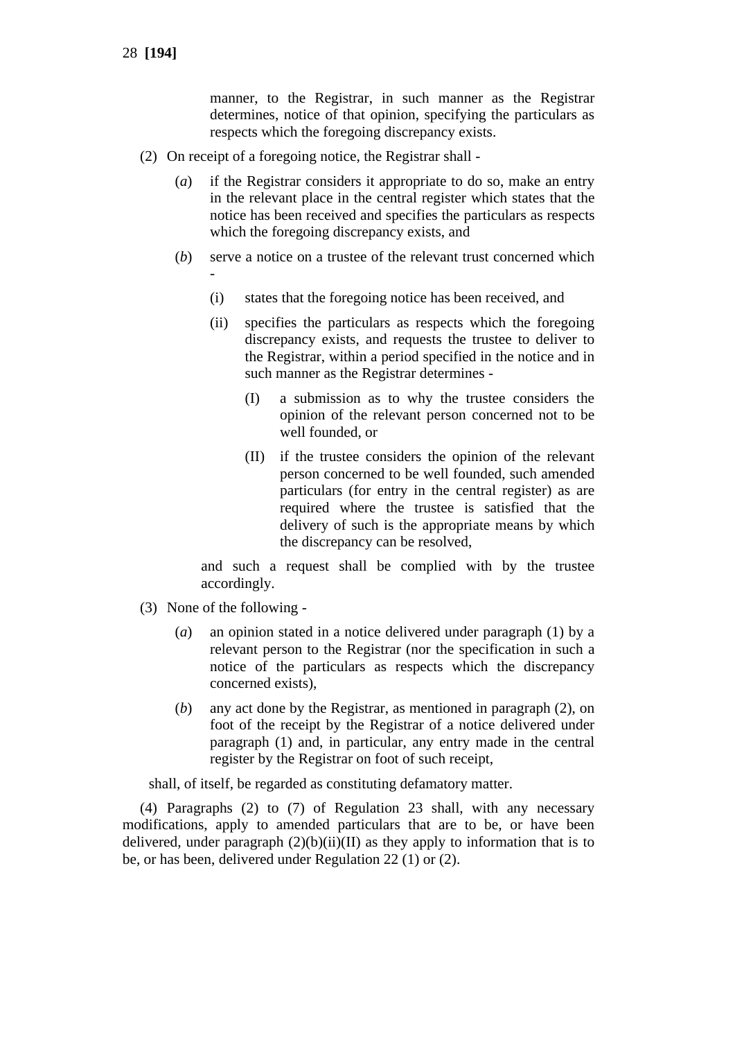manner, to the Registrar, in such manner as the Registrar determines, notice of that opinion, specifying the particulars as respects which the foregoing discrepancy exists.

(2) On receipt of a foregoing notice, the Registrar shall -

(*a*) if the Registrar considers it appropriate to do so, make an entry in the relevant place in the central register which states that the notice has been received and specifies the particulars as respects which the foregoing discrepancy exists, and

(*b*) serve a notice on a trustee of the relevant trust concerned which -

(i) states that the foregoing notice has been received, and

(ii) specifies the particulars as respects which the foregoing discrepancy exists, and requests the trustee to deliver to the Registrar, within a period specified in the notice and in such manner as the Registrar determines -

(I) a submission as to why the trustee considers the opinion of the relevant person concerned not to be well founded, or

(II) if the trustee considers the opinion of the relevant person concerned to be well founded, such amended particulars (for entry in the central register) as are required where the trustee is satisfied that the delivery of such is the appropriate means by which the discrepancy can be resolved,

and such a request shall be complied with by the trustee accordingly.

(3) None of the following -

(*a*) an opinion stated in a notice delivered under paragraph (1) by a relevant person to the Registrar (nor the specification in such a notice of the particulars as respects which the discrepancy concerned exists),

(*b*) any act done by the Registrar, as mentioned in paragraph (2), on foot of the receipt by the Registrar of a notice delivered under paragraph (1) and, in particular, any entry made in the central register by the Registrar on foot of such receipt,

shall, of itself, be regarded as constituting defamatory matter.

(4) Paragraphs (2) to (7) of Regulation 23 shall, with any necessary modifications, apply to amended particulars that are to be, or have been delivered, under paragraph (2)(b)(ii)(II) as they apply to information that is to be, or has been, delivered under Regulation 22 (1) or (2).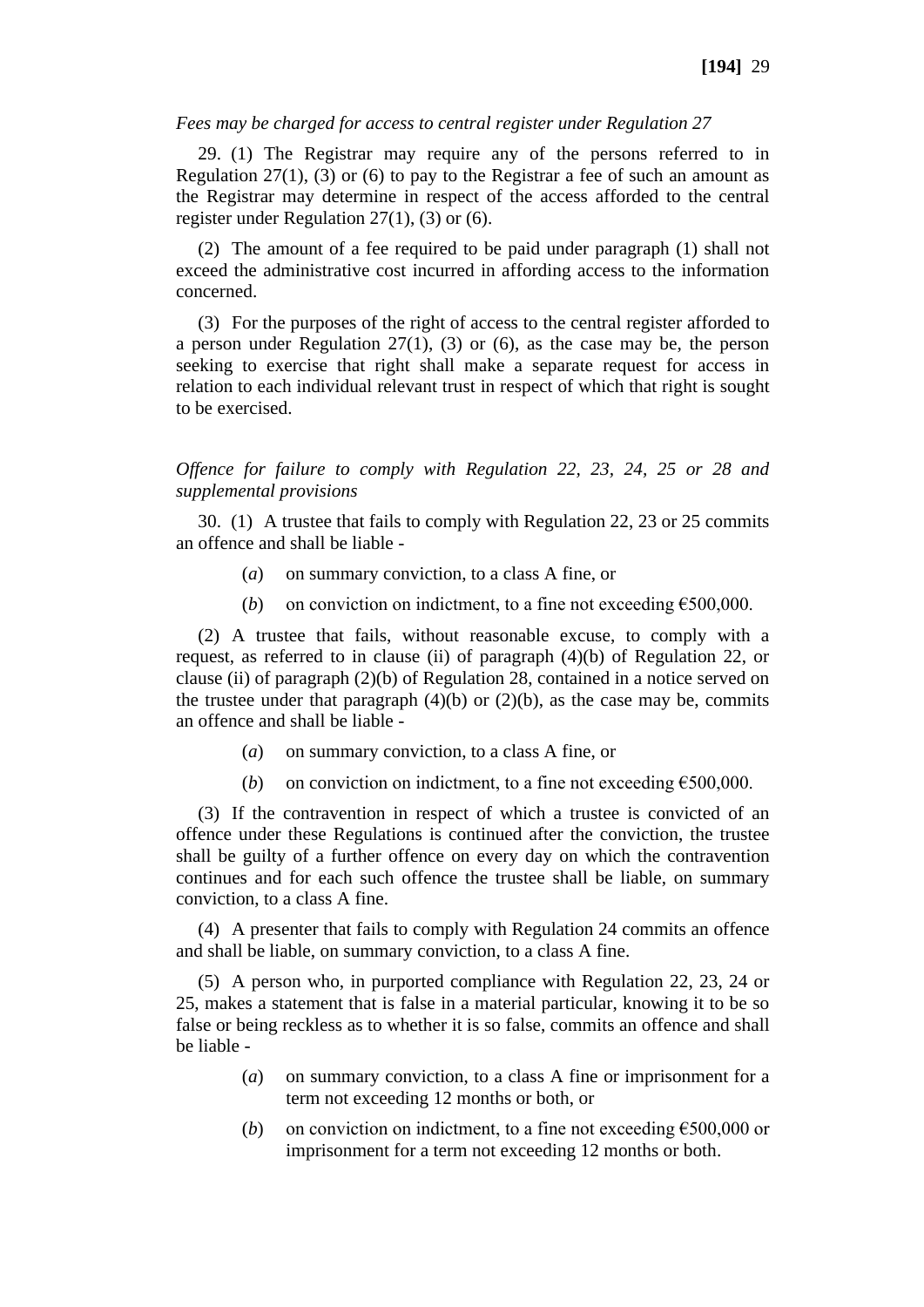*Fees may be charged for access to central register under Regulation 27*

29. (1) The Registrar may require any of the persons referred to in Regulation 27(1), (3) or (6) to pay to the Registrar a fee of such an amount as the Registrar may determine in respect of the access afforded to the central register under Regulation 27(1), (3) or (6).

(2) The amount of a fee required to be paid under paragraph (1) shall not exceed the administrative cost incurred in affording access to the information concerned.

(3) For the purposes of the right of access to the central register afforded to a person under Regulation 27(1), (3) or (6), as the case may be, the person seeking to exercise that right shall make a separate request for access in relation to each individual relevant trust in respect of which that right is sought to be exercised.

*Offence for failure to comply with Regulation 22, 23, 24, 25 or 28 and supplemental provisions*

30. (1) A trustee that fails to comply with Regulation 22, 23 or 25 commits an offence and shall be liable -

(*a*) on summary conviction, to a class A fine, or

(*b*) on conviction on indictment, to a fine not exceeding €500,000.

(2) A trustee that fails, without reasonable excuse, to comply with a request, as referred to in clause (ii) of paragraph (4)(b) of Regulation 22, or clause (ii) of paragraph (2)(b) of Regulation 28, contained in a notice served on the trustee under that paragraph (4)(b) or (2)(b), as the case may be, commits an offence and shall be liable -

(*a*) on summary conviction, to a class A fine, or

(*b*) on conviction on indictment, to a fine not exceeding €500,000.

(3) If the contravention in respect of which a trustee is convicted of an offence under these Regulations is continued after the conviction, the trustee shall be guilty of a further offence on every day on which the contravention continues and for each such offence the trustee shall be liable, on summary conviction, to a class A fine.

(4) A presenter that fails to comply with Regulation 24 commits an offence and shall be liable, on summary conviction, to a class A fine.

(5) A person who, in purported compliance with Regulation 22, 23, 24 or 25, makes a statement that is false in a material particular, knowing it to be so false or being reckless as to whether it is so false, commits an offence and shall be liable -

(*a*) on summary conviction, to a class A fine or imprisonment for a term not exceeding 12 months or both, or

(*b*) on conviction on indictment, to a fine not exceeding €500,000 or imprisonment for a term not exceeding 12 months or both.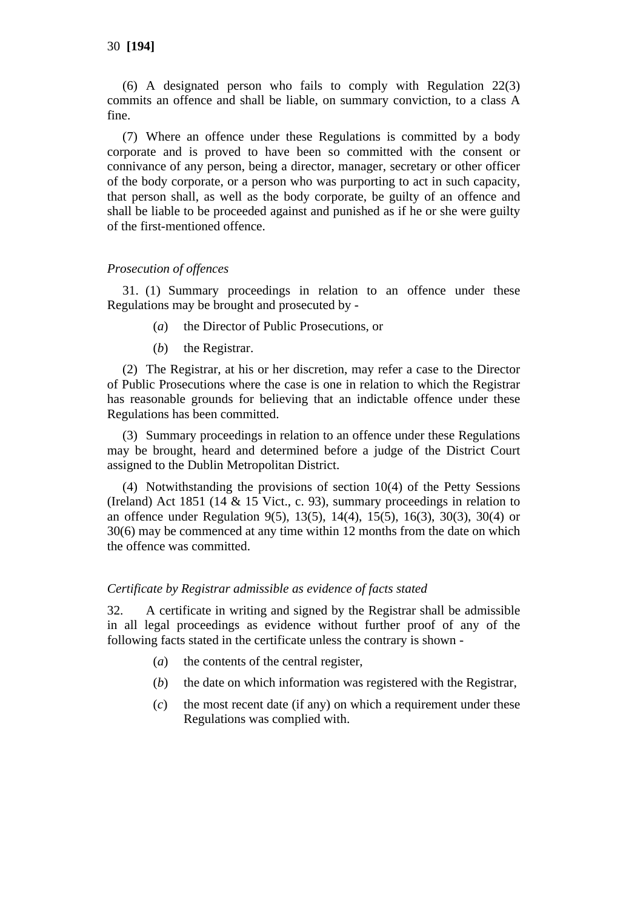(6) A designated person who fails to comply with Regulation 22(3) commits an offence and shall be liable, on summary conviction, to a class A fine.

(7) Where an offence under these Regulations is committed by a body corporate and is proved to have been so committed with the consent or connivance of any person, being a director, manager, secretary or other officer of the body corporate, or a person who was purporting to act in such capacity, that person shall, as well as the body corporate, be guilty of an offence and shall be liable to be proceeded against and punished as if he or she were guilty of the first-mentioned offence.

*Prosecution of offences*

31. (1) Summary proceedings in relation to an offence under these Regulations may be brought and prosecuted by -

(*a*) the Director of Public Prosecutions, or

(*b*) the Registrar.

(2) The Registrar, at his or her discretion, may refer a case to the Director of Public Prosecutions where the case is one in relation to which the Registrar has reasonable grounds for believing that an indictable offence under these Regulations has been committed.

(3) Summary proceedings in relation to an offence under these Regulations may be brought, heard and determined before a judge of the District Court assigned to the Dublin Metropolitan District.

(4) Notwithstanding the provisions of section 10(4) of the Petty Sessions (Ireland) Act 1851 (14 & 15 Vict., c. 93), summary proceedings in relation to an offence under Regulation 9(5), 13(5), 14(4), 15(5), 16(3), 30(3), 30(4) or 30(6) may be commenced at any time within 12 months from the date on which the offence was committed.

*Certificate by Registrar admissible as evidence of facts stated*

32. A certificate in writing and signed by the Registrar shall be admissible in all legal proceedings as evidence without further proof of any of the following facts stated in the certificate unless the contrary is shown -

(*a*) the contents of the central register,

(*b*) the date on which information was registered with the Registrar,

(*c*) the most recent date (if any) on which a requirement under these Regulations was complied with.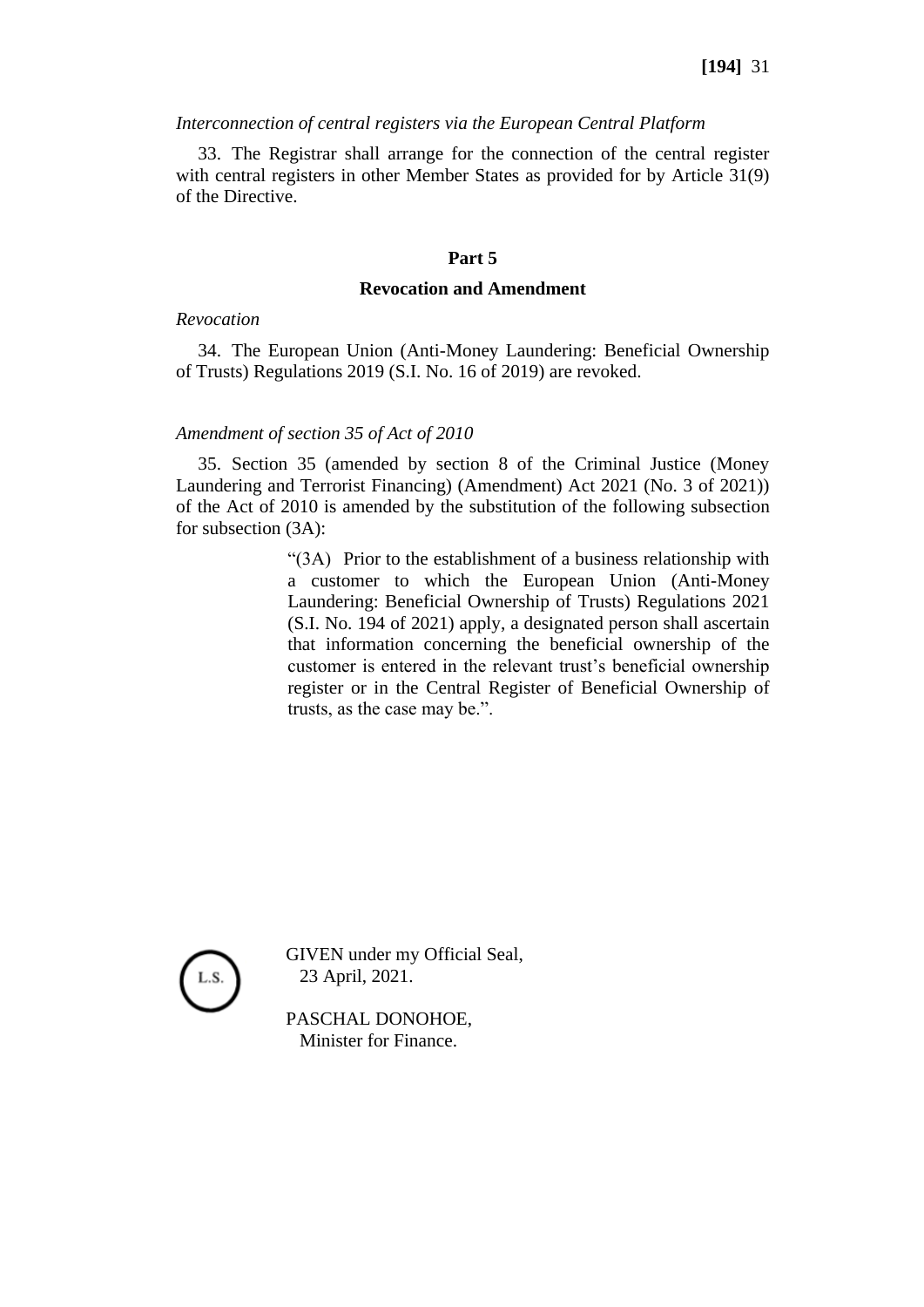*Interconnection of central registers via the European Central Platform*

33. The Registrar shall arrange for the connection of the central register with central registers in other Member States as provided for by Article 31(9) of the Directive.

## Part 5

## Revocation and Amendment

*Revocation*

34. The European Union (Anti-Money Laundering: Beneficial Ownership of Trusts) Regulations 2019 (S.I. No. 16 of 2019) are revoked.

*Amendment of section 35 of Act of 2010*

35. Section 35 (amended by section 8 of the Criminal Justice (Money Laundering and Terrorist Financing) (Amendment) Act 2021 (No. 3 of 2021)) of the Act of 2010 is amended by the substitution of the following subsection for subsection (3A):

> "(3A) Prior to the establishment of a business relationship with a customer to which the European Union (Anti-Money Laundering: Beneficial Ownership of Trusts) Regulations 2021 (S.I. No. 194 of 2021) apply, a designated person shall ascertain that information concerning the beneficial ownership of the customer is entered in the relevant trust's beneficial ownership register or in the Central Register of Beneficial Ownership of trusts, as the case may be.".

L.S.

GIVEN under my Official Seal,
23 April, 2021.

PASCHAL DONOHOE,
Minister for Finance.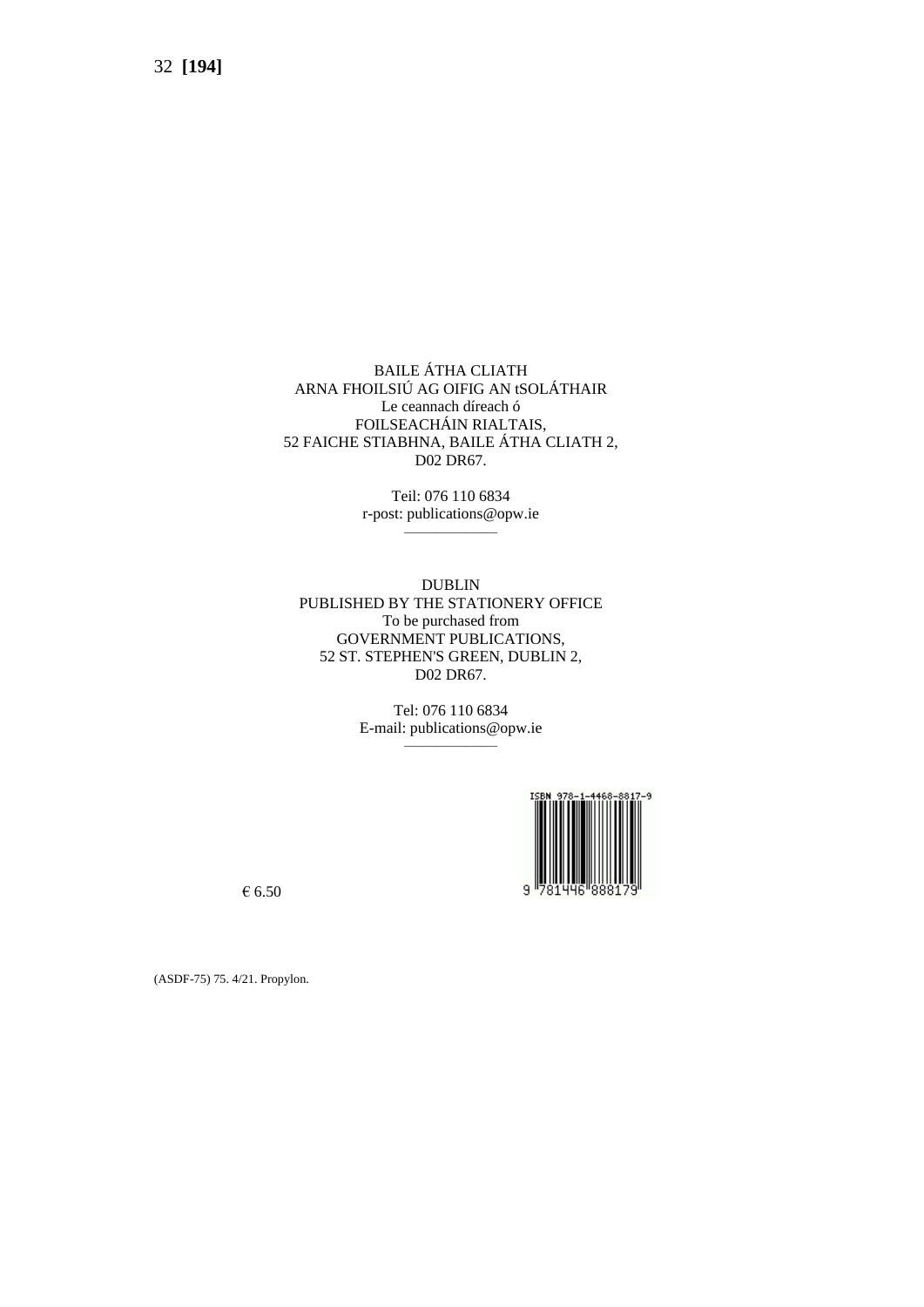BAILE ÁTHA CLIATH
ARNA FHOILSIÚ AG OIFIG AN tSOLÁTHAIR
Le ceannach díreach ó
FOILSEACHÁIN RIALTAIS,
52 FAICHE STIABHNA, BAILE ÁTHA CLIATH 2,
D02 DR67.

Teil: 076 110 6834
r-post: publications@opw.ie

---

DUBLIN
PUBLISHED BY THE STATIONERY OFFICE
To be purchased from
GOVERNMENT PUBLICATIONS,
52 ST. STEPHEN'S GREEN, DUBLIN 2,
D02 DR67.

Tel: 076 110 6834
E-mail: publications@opw.ie

---

ISBN 978-1-4468-8817-9

€ 6.50

(ASDF-75) 75. 4/21. Propylon.